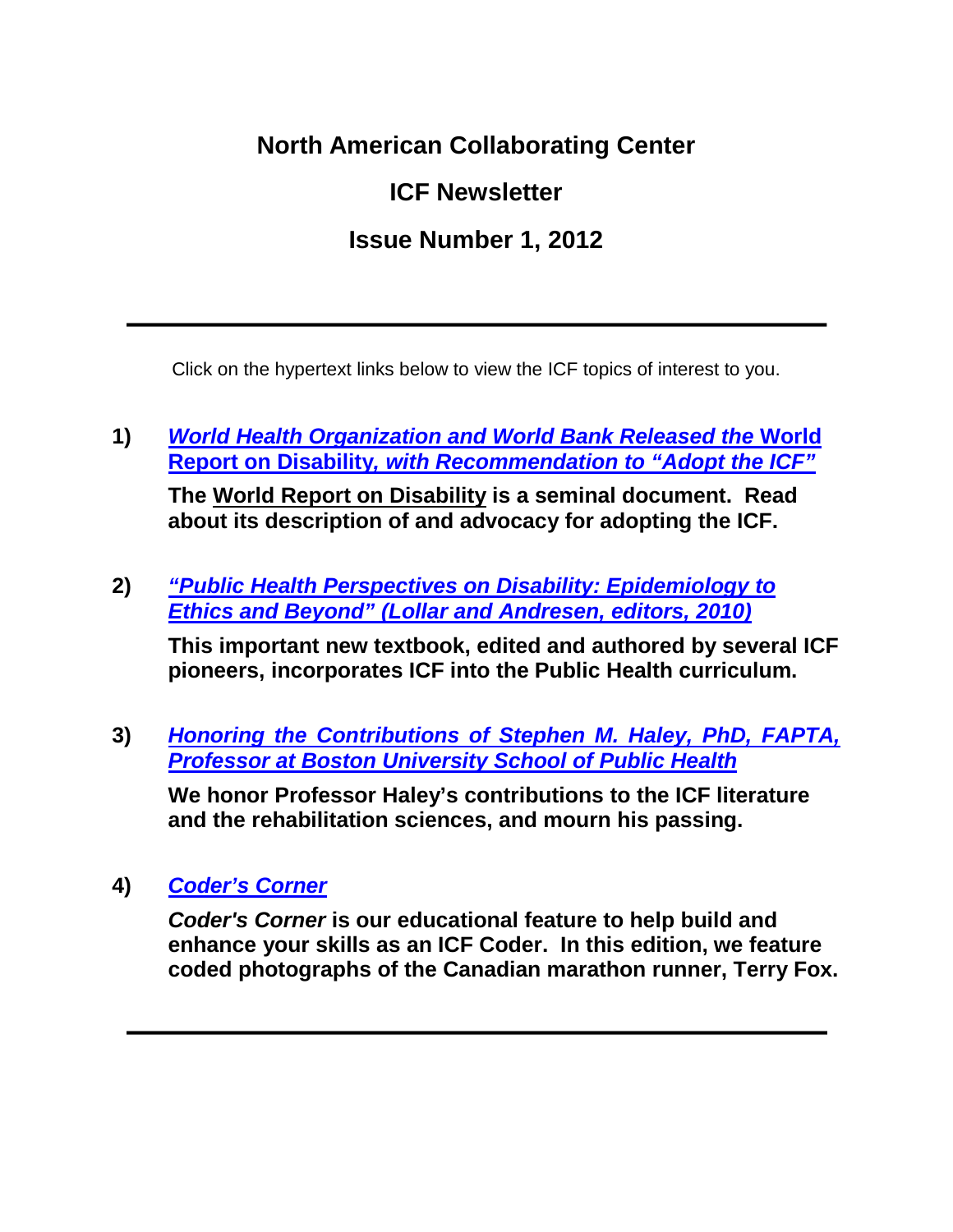# North American Collaborating Center

## ICF Newsletter

## Issue Number 1, 2012

---

Click on the hypertext links below to view the ICF topics of interest to you.

1) ***World Health Organization and World Bank Released the* World Report on Disability*, with Recommendation to "Adopt the ICF"***

   **The World Report on Disability is a seminal document. Read about its description of and advocacy for adopting the ICF.**

2) ***"Public Health Perspectives on Disability: Epidemiology to Ethics and Beyond" (Lollar and Andresen, editors, 2010)***

   **This important new textbook, edited and authored by several ICF pioneers, incorporates ICF into the Public Health curriculum.**

3) ***Honoring the Contributions of Stephen M. Haley, PhD, FAPTA, Professor at Boston University School of Public Health***

   **We honor Professor Haley's contributions to the ICF literature and the rehabilitation sciences, and mourn his passing.**

4) ***Coder's Corner***

   ***Coder's Corner* is our educational feature to help build and enhance your skills as an ICF Coder. In this edition, we feature coded photographs of the Canadian marathon runner, Terry Fox.**

---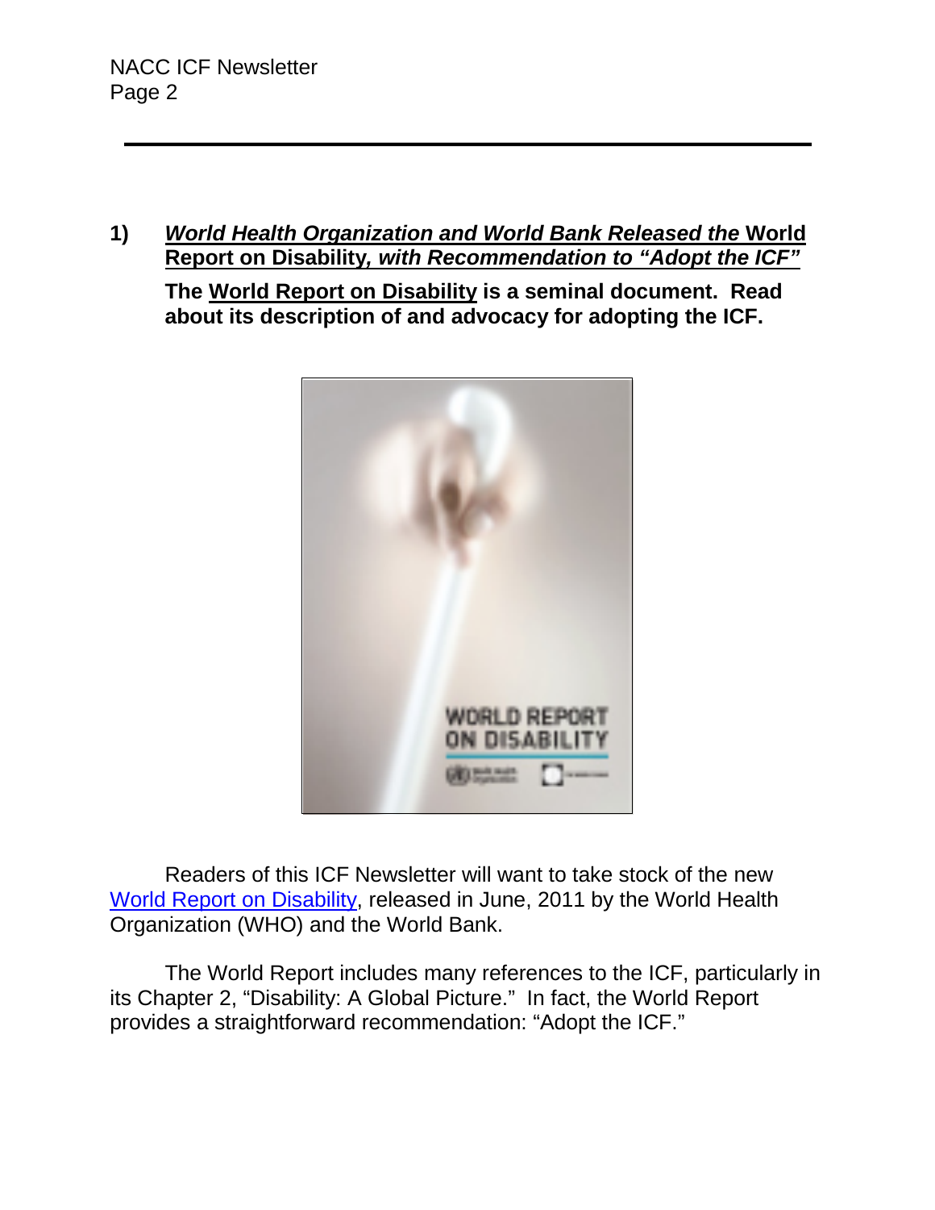**1)** ***World Health Organization and World Bank Released the* World Report on Disability*, with Recommendation to "Adopt the ICF"***

**The World Report on Disability is a seminal document. Read about its description of and advocacy for adopting the ICF.**

Readers of this ICF Newsletter will want to take stock of the new World Report on Disability, released in June, 2011 by the World Health Organization (WHO) and the World Bank.

The World Report includes many references to the ICF, particularly in its Chapter 2, "Disability: A Global Picture." In fact, the World Report provides a straightforward recommendation: "Adopt the ICF."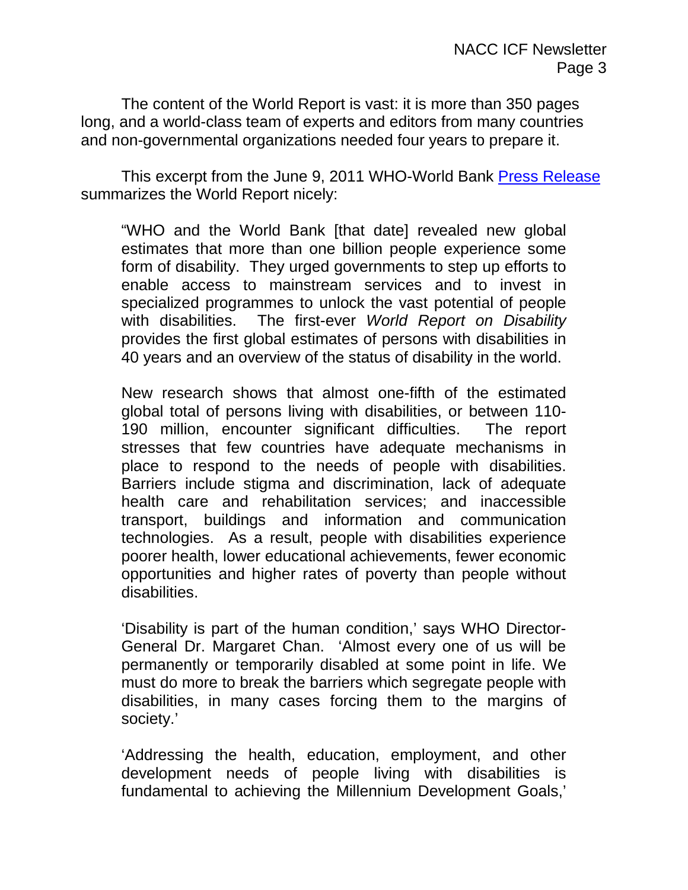The content of the World Report is vast: it is more than 350 pages long, and a world-class team of experts and editors from many countries and non-governmental organizations needed four years to prepare it.

This excerpt from the June 9, 2011 WHO-World Bank Press Release summarizes the World Report nicely:

> "WHO and the World Bank [that date] revealed new global estimates that more than one billion people experience some form of disability. They urged governments to step up efforts to enable access to mainstream services and to invest in specialized programmes to unlock the vast potential of people with disabilities. The first-ever *World Report on Disability* provides the first global estimates of persons with disabilities in 40 years and an overview of the status of disability in the world.
>
> New research shows that almost one-fifth of the estimated global total of persons living with disabilities, or between 110-190 million, encounter significant difficulties. The report stresses that few countries have adequate mechanisms in place to respond to the needs of people with disabilities. Barriers include stigma and discrimination, lack of adequate health care and rehabilitation services; and inaccessible transport, buildings and information and communication technologies. As a result, people with disabilities experience poorer health, lower educational achievements, fewer economic opportunities and higher rates of poverty than people without disabilities.
>
> 'Disability is part of the human condition,' says WHO Director-General Dr. Margaret Chan. 'Almost every one of us will be permanently or temporarily disabled at some point in life. We must do more to break the barriers which segregate people with disabilities, in many cases forcing them to the margins of society.'
>
> 'Addressing the health, education, employment, and other development needs of people living with disabilities is fundamental to achieving the Millennium Development Goals,'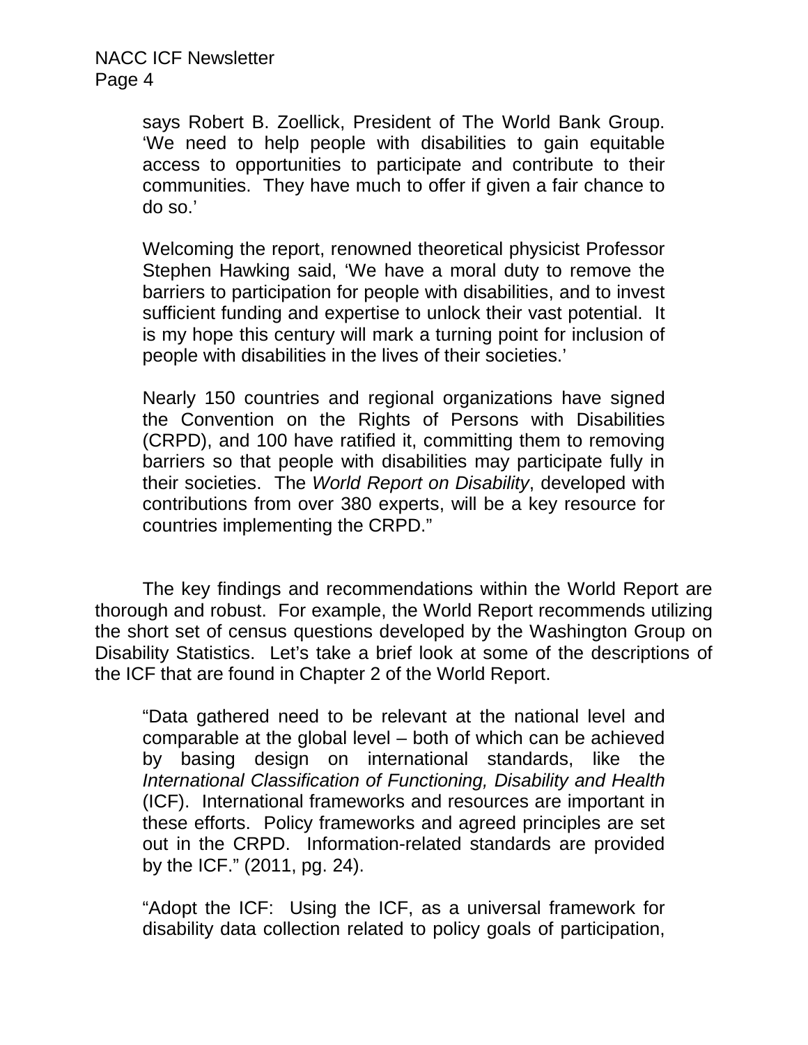says Robert B. Zoellick, President of The World Bank Group. 'We need to help people with disabilities to gain equitable access to opportunities to participate and contribute to their communities. They have much to offer if given a fair chance to do so.'

Welcoming the report, renowned theoretical physicist Professor Stephen Hawking said, 'We have a moral duty to remove the barriers to participation for people with disabilities, and to invest sufficient funding and expertise to unlock their vast potential. It is my hope this century will mark a turning point for inclusion of people with disabilities in the lives of their societies.'

Nearly 150 countries and regional organizations have signed the Convention on the Rights of Persons with Disabilities (CRPD), and 100 have ratified it, committing them to removing barriers so that people with disabilities may participate fully in their societies. The *World Report on Disability*, developed with contributions from over 380 experts, will be a key resource for countries implementing the CRPD."

The key findings and recommendations within the World Report are thorough and robust. For example, the World Report recommends utilizing the short set of census questions developed by the Washington Group on Disability Statistics. Let's take a brief look at some of the descriptions of the ICF that are found in Chapter 2 of the World Report.

"Data gathered need to be relevant at the national level and comparable at the global level – both of which can be achieved by basing design on international standards, like the *International Classification of Functioning, Disability and Health* (ICF). International frameworks and resources are important in these efforts. Policy frameworks and agreed principles are set out in the CRPD. Information-related standards are provided by the ICF." (2011, pg. 24).

"Adopt the ICF: Using the ICF, as a universal framework for disability data collection related to policy goals of participation,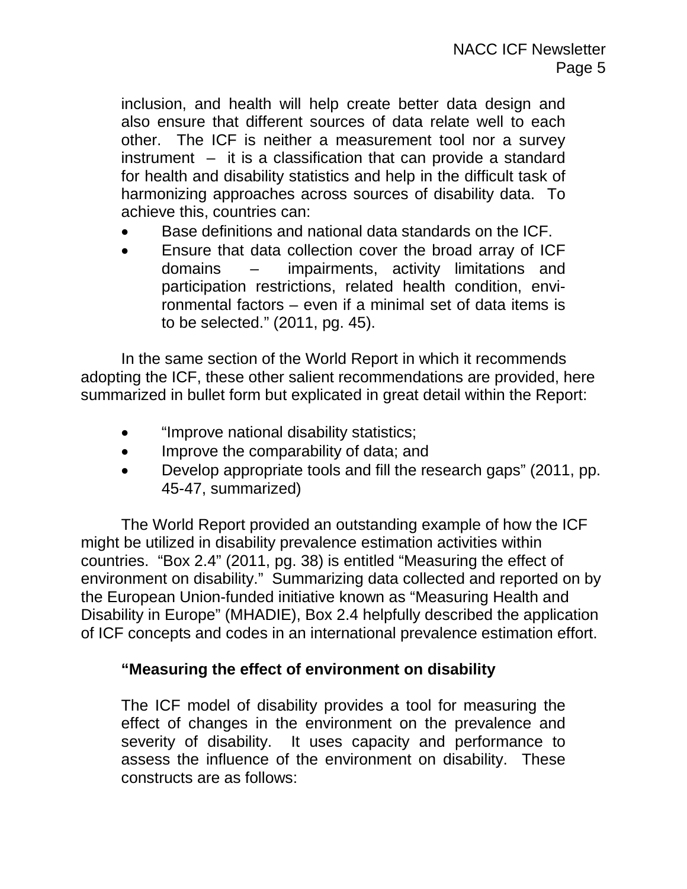inclusion, and health will help create better data design and also ensure that different sources of data relate well to each other. The ICF is neither a measurement tool nor a survey instrument – it is a classification that can provide a standard for health and disability statistics and help in the difficult task of harmonizing approaches across sources of disability data. To achieve this, countries can:

- Base definitions and national data standards on the ICF.
- Ensure that data collection cover the broad array of ICF domains – impairments, activity limitations and participation restrictions, related health condition, environmental factors – even if a minimal set of data items is to be selected." (2011, pg. 45).

In the same section of the World Report in which it recommends adopting the ICF, these other salient recommendations are provided, here summarized in bullet form but explicated in great detail within the Report:

- "Improve national disability statistics;
- Improve the comparability of data; and
- Develop appropriate tools and fill the research gaps" (2011, pp. 45-47, summarized)

The World Report provided an outstanding example of how the ICF might be utilized in disability prevalence estimation activities within countries. "Box 2.4" (2011, pg. 38) is entitled "Measuring the effect of environment on disability." Summarizing data collected and reported on by the European Union-funded initiative known as "Measuring Health and Disability in Europe" (MHADIE), Box 2.4 helpfully described the application of ICF concepts and codes in an international prevalence estimation effort.

**"Measuring the effect of environment on disability**

The ICF model of disability provides a tool for measuring the effect of changes in the environment on the prevalence and severity of disability. It uses capacity and performance to assess the influence of the environment on disability. These constructs are as follows: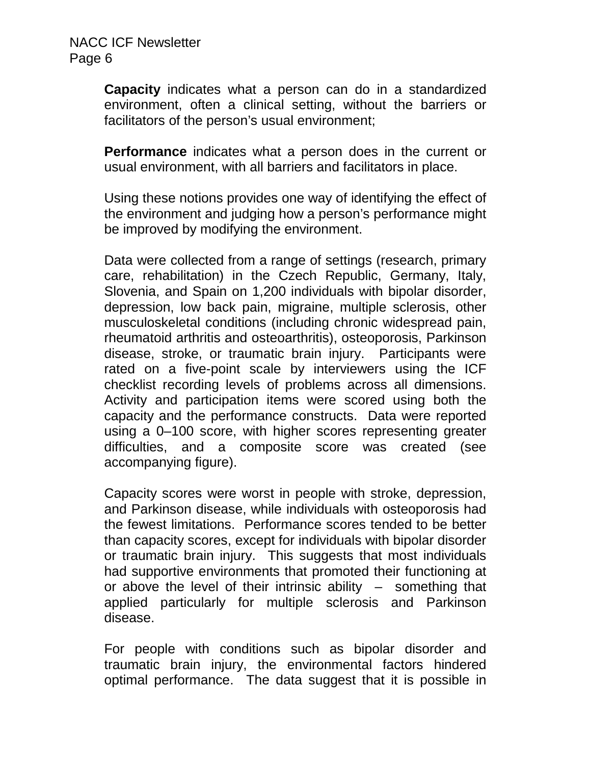**Capacity** indicates what a person can do in a standardized environment, often a clinical setting, without the barriers or facilitators of the person's usual environment;

**Performance** indicates what a person does in the current or usual environment, with all barriers and facilitators in place.

Using these notions provides one way of identifying the effect of the environment and judging how a person's performance might be improved by modifying the environment.

Data were collected from a range of settings (research, primary care, rehabilitation) in the Czech Republic, Germany, Italy, Slovenia, and Spain on 1,200 individuals with bipolar disorder, depression, low back pain, migraine, multiple sclerosis, other musculoskeletal conditions (including chronic widespread pain, rheumatoid arthritis and osteoarthritis), osteoporosis, Parkinson disease, stroke, or traumatic brain injury. Participants were rated on a five-point scale by interviewers using the ICF checklist recording levels of problems across all dimensions. Activity and participation items were scored using both the capacity and the performance constructs. Data were reported using a 0–100 score, with higher scores representing greater difficulties, and a composite score was created (see accompanying figure).

Capacity scores were worst in people with stroke, depression, and Parkinson disease, while individuals with osteoporosis had the fewest limitations. Performance scores tended to be better than capacity scores, except for individuals with bipolar disorder or traumatic brain injury. This suggests that most individuals had supportive environments that promoted their functioning at or above the level of their intrinsic ability – something that applied particularly for multiple sclerosis and Parkinson disease.

For people with conditions such as bipolar disorder and traumatic brain injury, the environmental factors hindered optimal performance. The data suggest that it is possible in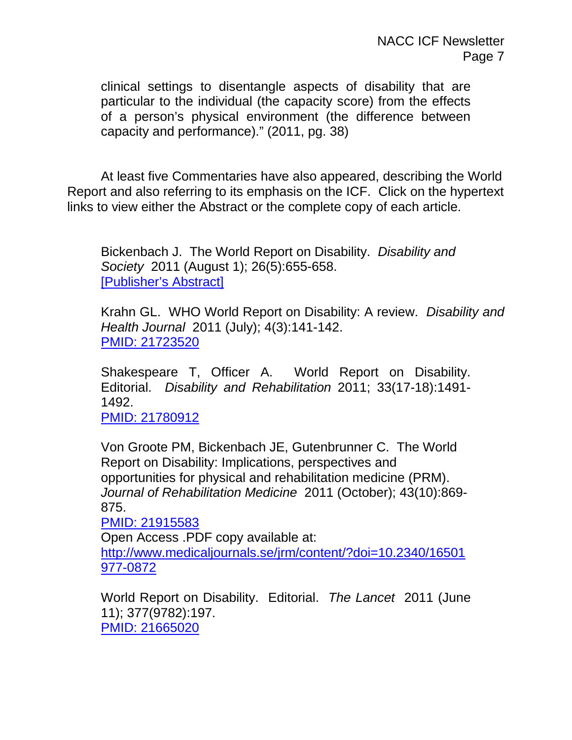clinical settings to disentangle aspects of disability that are particular to the individual (the capacity score) from the effects of a person's physical environment (the difference between capacity and performance)." (2011, pg. 38)

At least five Commentaries have also appeared, describing the World Report and also referring to its emphasis on the ICF. Click on the hypertext links to view either the Abstract or the complete copy of each article.

Bickenbach J. The World Report on Disability. *Disability and Society* 2011 (August 1); 26(5):655-658.
[Publisher's Abstract]

Krahn GL. WHO World Report on Disability: A review. *Disability and Health Journal* 2011 (July); 4(3):141-142.
PMID: 21723520

Shakespeare T, Officer A. World Report on Disability. Editorial. *Disability and Rehabilitation* 2011; 33(17-18):1491-1492.
PMID: 21780912

Von Groote PM, Bickenbach JE, Gutenbrunner C. The World Report on Disability: Implications, perspectives and opportunities for physical and rehabilitation medicine (PRM). *Journal of Rehabilitation Medicine* 2011 (October); 43(10):869-875.
PMID: 21915583
Open Access .PDF copy available at:
http://www.medicaljournals.se/jrm/content/?doi=10.2340/16501977-0872

World Report on Disability. Editorial. *The Lancet* 2011 (June 11); 377(9782):197.
PMID: 21665020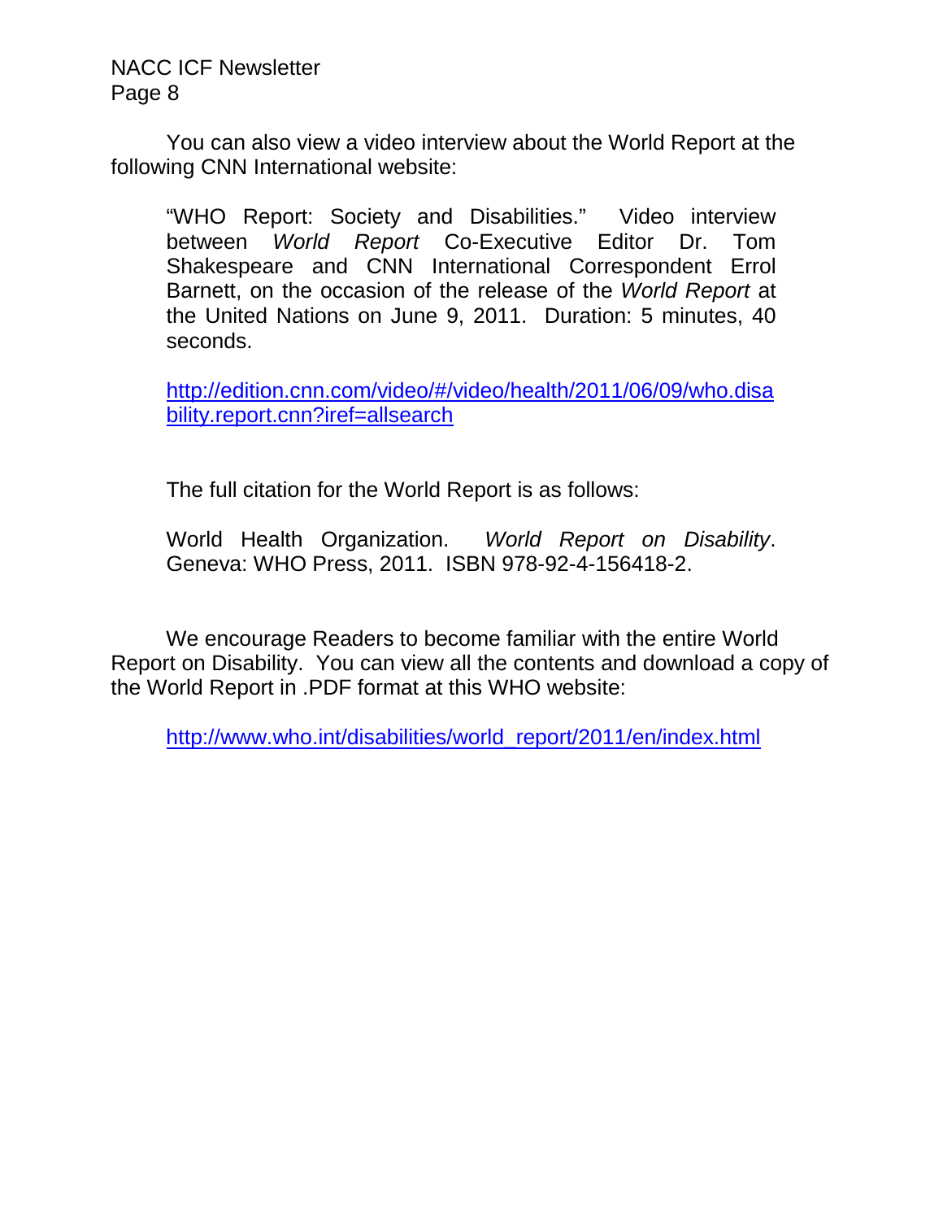You can also view a video interview about the World Report at the following CNN International website:

> "WHO Report: Society and Disabilities." Video interview between *World Report* Co-Executive Editor Dr. Tom Shakespeare and CNN International Correspondent Errol Barnett, on the occasion of the release of the *World Report* at the United Nations on June 9, 2011. Duration: 5 minutes, 40 seconds.
>
> http://edition.cnn.com/video/#/video/health/2011/06/09/who.disability.report.cnn?iref=allsearch

The full citation for the World Report is as follows:

> World Health Organization. *World Report on Disability*. Geneva: WHO Press, 2011. ISBN 978-92-4-156418-2.

We encourage Readers to become familiar with the entire World Report on Disability. You can view all the contents and download a copy of the World Report in .PDF format at this WHO website:

> http://www.who.int/disabilities/world_report/2011/en/index.html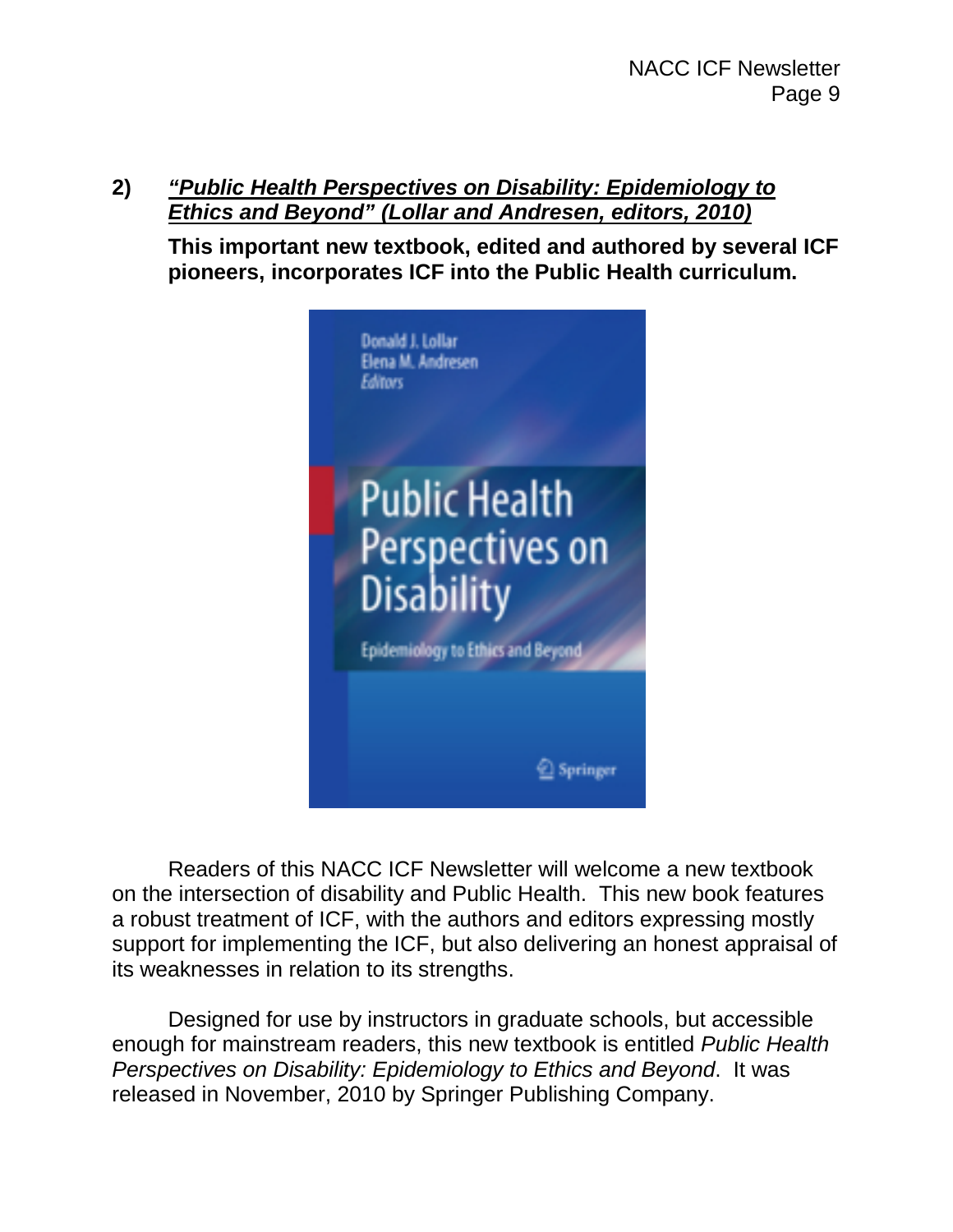**2)** ***<u>"Public Health Perspectives on Disability: Epidemiology to Ethics and Beyond" (Lollar and Andresen, editors, 2010)</u>***

**This important new textbook, edited and authored by several ICF pioneers, incorporates ICF into the Public Health curriculum.**

Readers of this NACC ICF Newsletter will welcome a new textbook on the intersection of disability and Public Health. This new book features a robust treatment of ICF, with the authors and editors expressing mostly support for implementing the ICF, but also delivering an honest appraisal of its weaknesses in relation to its strengths.

Designed for use by instructors in graduate schools, but accessible enough for mainstream readers, this new textbook is entitled *Public Health Perspectives on Disability: Epidemiology to Ethics and Beyond*. It was released in November, 2010 by Springer Publishing Company.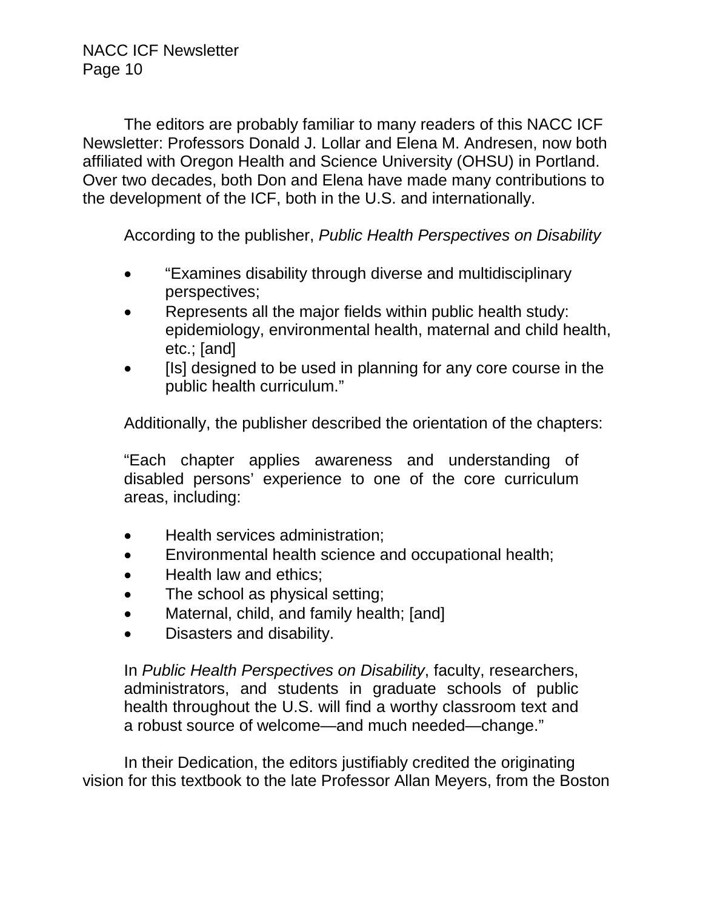The editors are probably familiar to many readers of this NACC ICF Newsletter: Professors Donald J. Lollar and Elena M. Andresen, now both affiliated with Oregon Health and Science University (OHSU) in Portland. Over two decades, both Don and Elena have made many contributions to the development of the ICF, both in the U.S. and internationally.

According to the publisher, *Public Health Perspectives on Disability*

- "Examines disability through diverse and multidisciplinary perspectives;
- Represents all the major fields within public health study: epidemiology, environmental health, maternal and child health, etc.; [and]
- [Is] designed to be used in planning for any core course in the public health curriculum."

Additionally, the publisher described the orientation of the chapters:

> "Each chapter applies awareness and understanding of disabled persons' experience to one of the core curriculum areas, including:
>
> - Health services administration;
> - Environmental health science and occupational health;
> - Health law and ethics;
> - The school as physical setting;
> - Maternal, child, and family health; [and]
> - Disasters and disability.
>
> In *Public Health Perspectives on Disability*, faculty, researchers, administrators, and students in graduate schools of public health throughout the U.S. will find a worthy classroom text and a robust source of welcome—and much needed—change."

In their Dedication, the editors justifiably credited the originating vision for this textbook to the late Professor Allan Meyers, from the Boston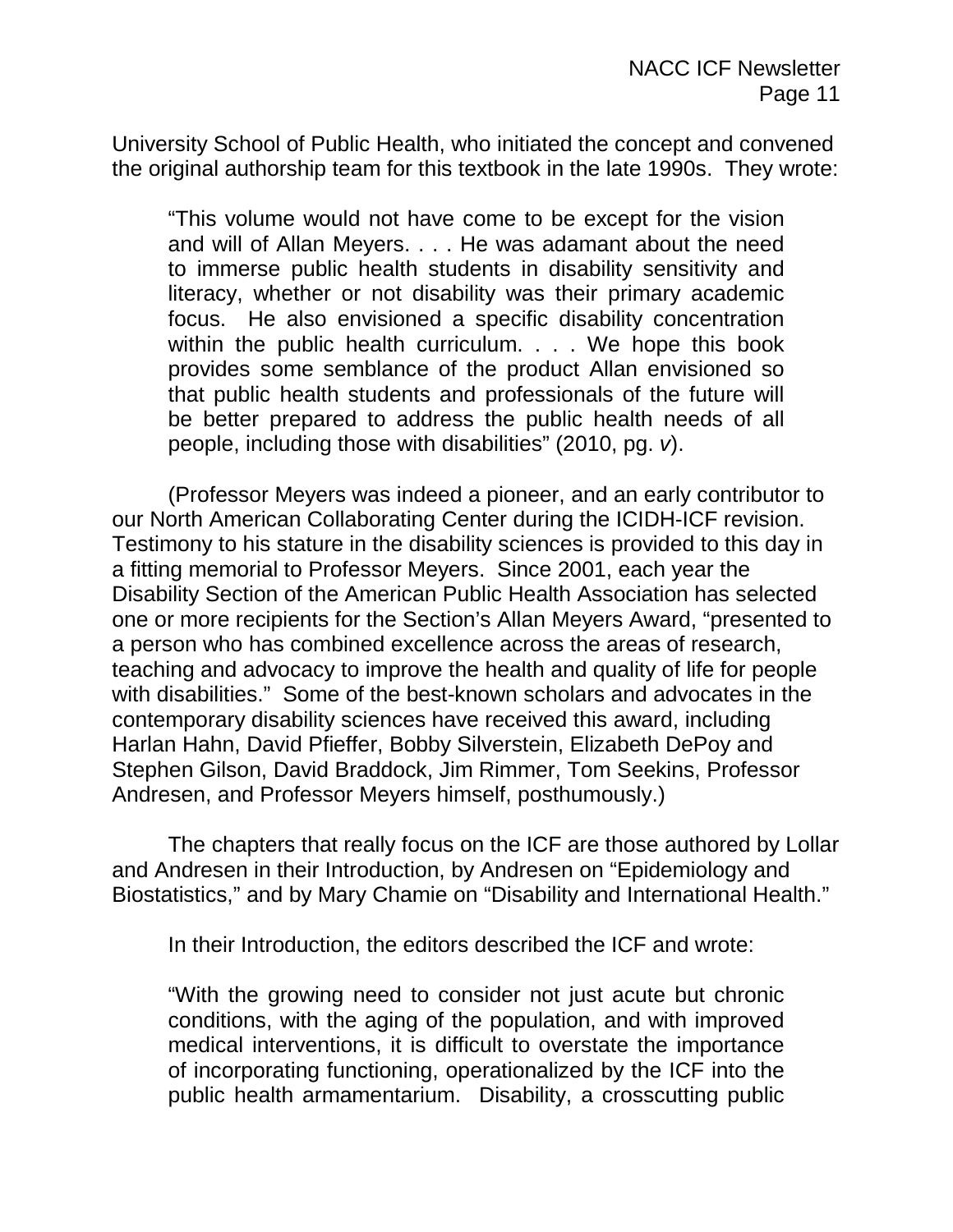University School of Public Health, who initiated the concept and convened the original authorship team for this textbook in the late 1990s. They wrote:

> "This volume would not have come to be except for the vision and will of Allan Meyers. . . . He was adamant about the need to immerse public health students in disability sensitivity and literacy, whether or not disability was their primary academic focus. He also envisioned a specific disability concentration within the public health curriculum. . . . We hope this book provides some semblance of the product Allan envisioned so that public health students and professionals of the future will be better prepared to address the public health needs of all people, including those with disabilities" (2010, pg. *v*).

(Professor Meyers was indeed a pioneer, and an early contributor to our North American Collaborating Center during the ICIDH-ICF revision. Testimony to his stature in the disability sciences is provided to this day in a fitting memorial to Professor Meyers. Since 2001, each year the Disability Section of the American Public Health Association has selected one or more recipients for the Section's Allan Meyers Award, "presented to a person who has combined excellence across the areas of research, teaching and advocacy to improve the health and quality of life for people with disabilities." Some of the best-known scholars and advocates in the contemporary disability sciences have received this award, including Harlan Hahn, David Pfieffer, Bobby Silverstein, Elizabeth DePoy and Stephen Gilson, David Braddock, Jim Rimmer, Tom Seekins, Professor Andresen, and Professor Meyers himself, posthumously.)

The chapters that really focus on the ICF are those authored by Lollar and Andresen in their Introduction, by Andresen on "Epidemiology and Biostatistics," and by Mary Chamie on "Disability and International Health."

In their Introduction, the editors described the ICF and wrote:

> "With the growing need to consider not just acute but chronic conditions, with the aging of the population, and with improved medical interventions, it is difficult to overstate the importance of incorporating functioning, operationalized by the ICF into the public health armamentarium. Disability, a crosscutting public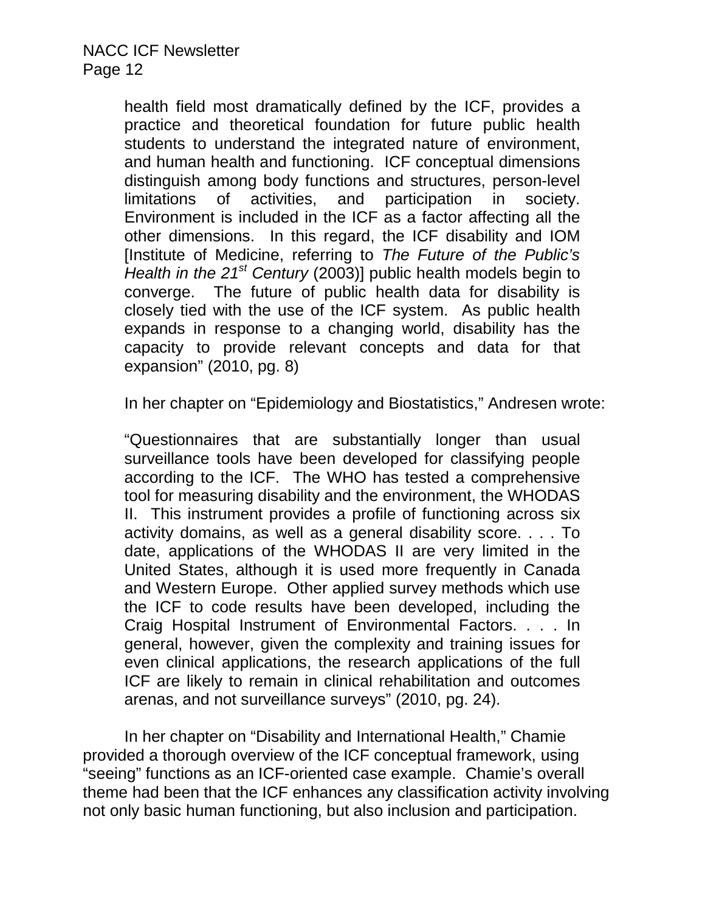health field most dramatically defined by the ICF, provides a practice and theoretical foundation for future public health students to understand the integrated nature of environment, and human health and functioning. ICF conceptual dimensions distinguish among body functions and structures, person-level limitations of activities, and participation in society. Environment is included in the ICF as a factor affecting all the other dimensions. In this regard, the ICF disability and IOM [Institute of Medicine, referring to *The Future of the Public's Health in the 21st Century* (2003)] public health models begin to converge. The future of public health data for disability is closely tied with the use of the ICF system. As public health expands in response to a changing world, disability has the capacity to provide relevant concepts and data for that expansion" (2010, pg. 8)

In her chapter on "Epidemiology and Biostatistics," Andresen wrote:

"Questionnaires that are substantially longer than usual surveillance tools have been developed for classifying people according to the ICF. The WHO has tested a comprehensive tool for measuring disability and the environment, the WHODAS II. This instrument provides a profile of functioning across six activity domains, as well as a general disability score. . . . To date, applications of the WHODAS II are very limited in the United States, although it is used more frequently in Canada and Western Europe. Other applied survey methods which use the ICF to code results have been developed, including the Craig Hospital Instrument of Environmental Factors. . . . In general, however, given the complexity and training issues for even clinical applications, the research applications of the full ICF are likely to remain in clinical rehabilitation and outcomes arenas, and not surveillance surveys" (2010, pg. 24).

In her chapter on "Disability and International Health," Chamie provided a thorough overview of the ICF conceptual framework, using "seeing" functions as an ICF-oriented case example. Chamie's overall theme had been that the ICF enhances any classification activity involving not only basic human functioning, but also inclusion and participation.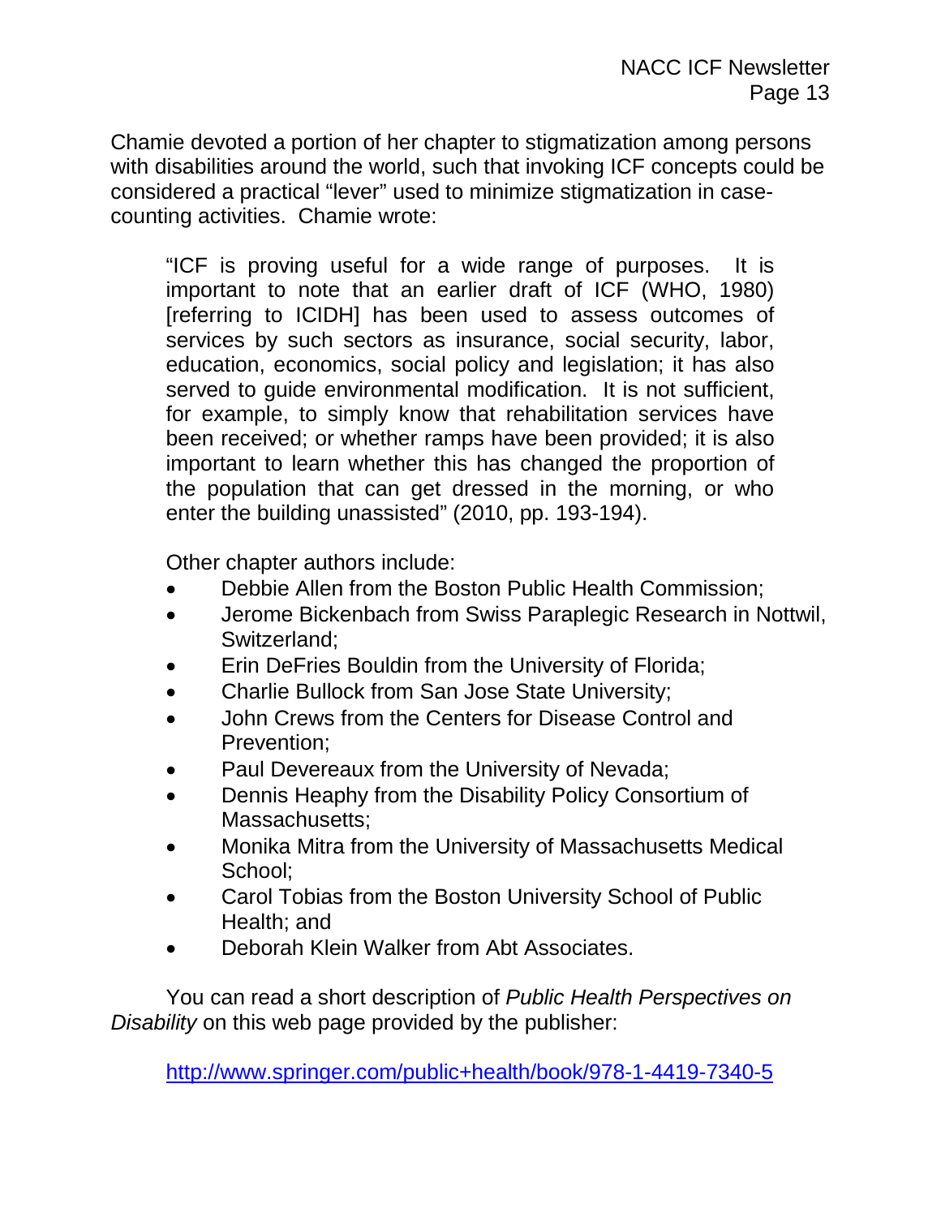Chamie devoted a portion of her chapter to stigmatization among persons with disabilities around the world, such that invoking ICF concepts could be considered a practical "lever" used to minimize stigmatization in case-counting activities. Chamie wrote:

> "ICF is proving useful for a wide range of purposes. It is important to note that an earlier draft of ICF (WHO, 1980) [referring to ICIDH] has been used to assess outcomes of services by such sectors as insurance, social security, labor, education, economics, social policy and legislation; it has also served to guide environmental modification. It is not sufficient, for example, to simply know that rehabilitation services have been received; or whether ramps have been provided; it is also important to learn whether this has changed the proportion of the population that can get dressed in the morning, or who enter the building unassisted" (2010, pp. 193-194).

Other chapter authors include:

- Debbie Allen from the Boston Public Health Commission;
- Jerome Bickenbach from Swiss Paraplegic Research in Nottwil, Switzerland;
- Erin DeFries Bouldin from the University of Florida;
- Charlie Bullock from San Jose State University;
- John Crews from the Centers for Disease Control and Prevention;
- Paul Devereaux from the University of Nevada;
- Dennis Heaphy from the Disability Policy Consortium of Massachusetts;
- Monika Mitra from the University of Massachusetts Medical School;
- Carol Tobias from the Boston University School of Public Health; and
- Deborah Klein Walker from Abt Associates.

You can read a short description of *Public Health Perspectives on Disability* on this web page provided by the publisher:

http://www.springer.com/public+health/book/978-1-4419-7340-5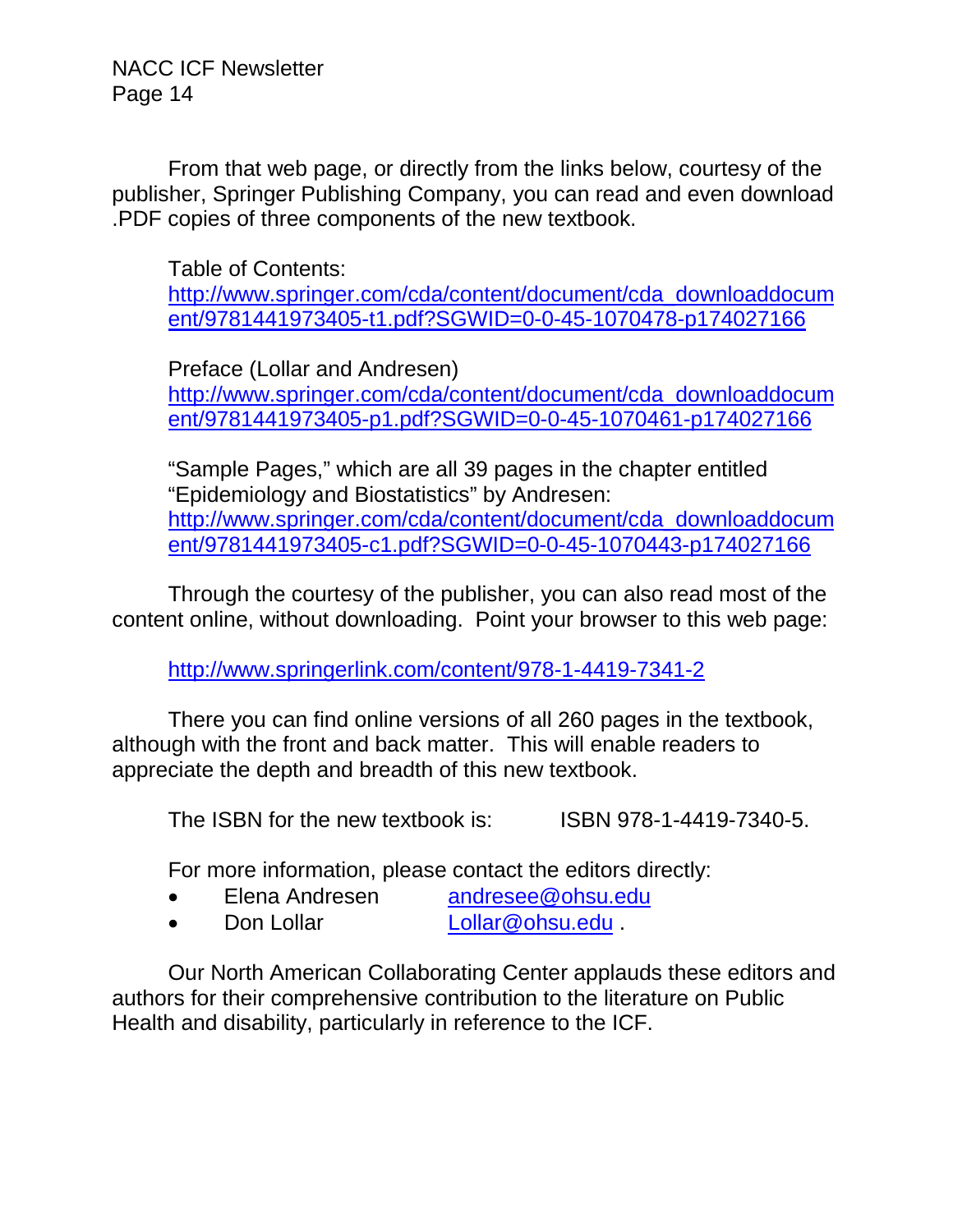From that web page, or directly from the links below, courtesy of the publisher, Springer Publishing Company, you can read and even download .PDF copies of three components of the new textbook.

Table of Contents:
http://www.springer.com/cda/content/document/cda_downloaddocument/9781441973405-t1.pdf?SGWID=0-0-45-1070478-p174027166

Preface (Lollar and Andresen)
http://www.springer.com/cda/content/document/cda_downloaddocument/9781441973405-p1.pdf?SGWID=0-0-45-1070461-p174027166

"Sample Pages," which are all 39 pages in the chapter entitled "Epidemiology and Biostatistics" by Andresen:
http://www.springer.com/cda/content/document/cda_downloaddocument/9781441973405-c1.pdf?SGWID=0-0-45-1070443-p174027166

Through the courtesy of the publisher, you can also read most of the content online, without downloading. Point your browser to this web page:

http://www.springerlink.com/content/978-1-4419-7341-2

There you can find online versions of all 260 pages in the textbook, although with the front and back matter. This will enable readers to appreciate the depth and breadth of this new textbook.

The ISBN for the new textbook is: ISBN 978-1-4419-7340-5.

For more information, please contact the editors directly:

- Elena Andresen andresee@ohsu.edu
- Don Lollar Lollar@ohsu.edu .

Our North American Collaborating Center applauds these editors and authors for their comprehensive contribution to the literature on Public Health and disability, particularly in reference to the ICF.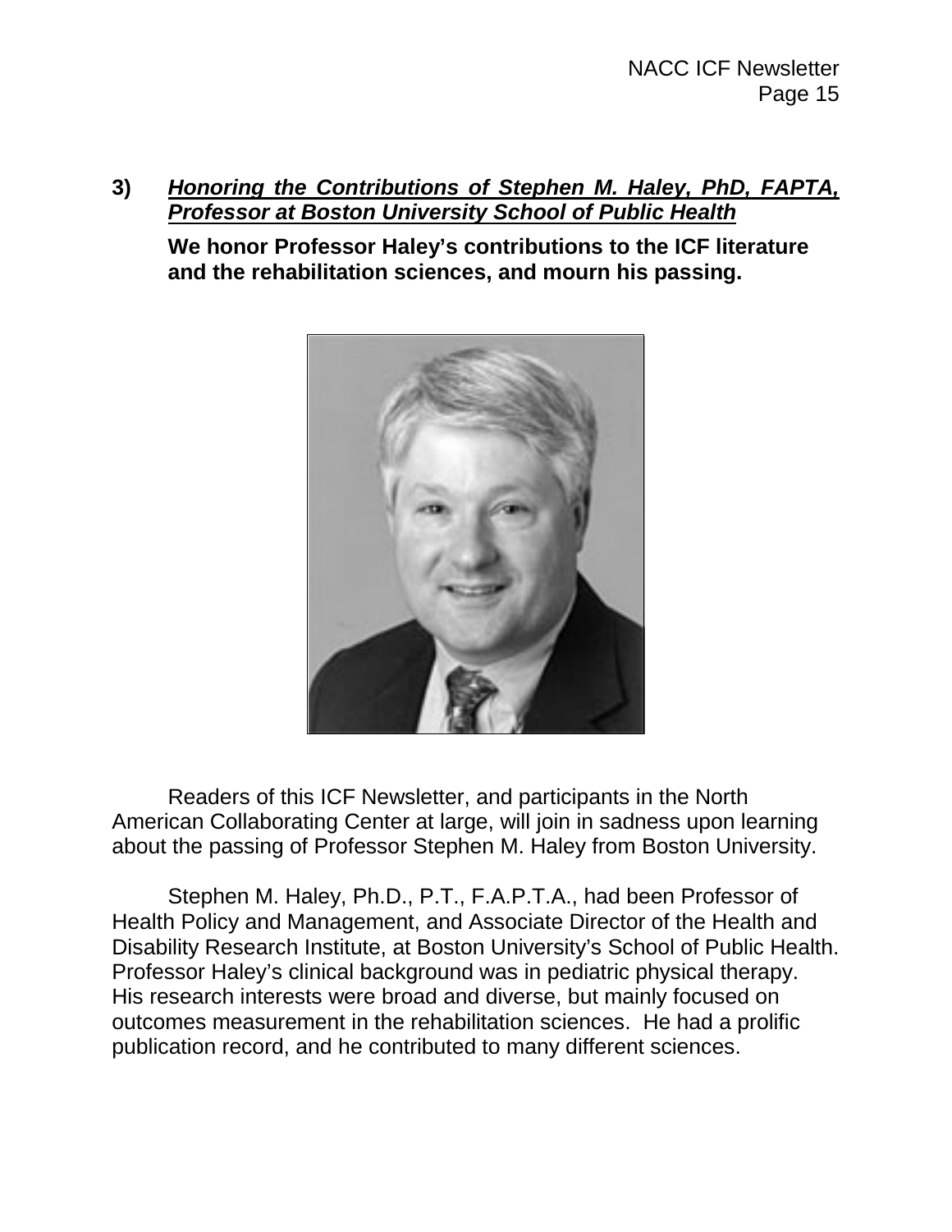### 3) ***Honoring the Contributions of Stephen M. Haley, PhD, FAPTA, Professor at Boston University School of Public Health***

**We honor Professor Haley's contributions to the ICF literature and the rehabilitation sciences, and mourn his passing.**

Readers of this ICF Newsletter, and participants in the North American Collaborating Center at large, will join in sadness upon learning about the passing of Professor Stephen M. Haley from Boston University.

Stephen M. Haley, Ph.D., P.T., F.A.P.T.A., had been Professor of Health Policy and Management, and Associate Director of the Health and Disability Research Institute, at Boston University's School of Public Health. Professor Haley's clinical background was in pediatric physical therapy. His research interests were broad and diverse, but mainly focused on outcomes measurement in the rehabilitation sciences. He had a prolific publication record, and he contributed to many different sciences.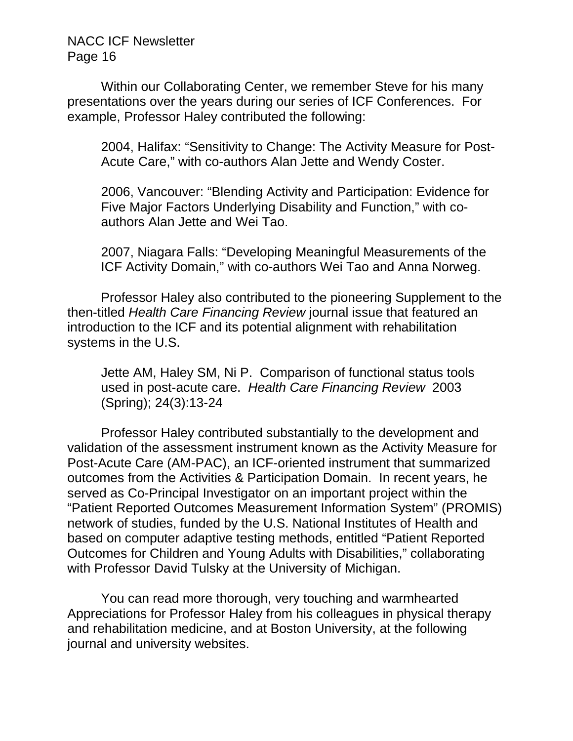Within our Collaborating Center, we remember Steve for his many presentations over the years during our series of ICF Conferences. For example, Professor Haley contributed the following:

> 2004, Halifax: "Sensitivity to Change: The Activity Measure for Post-Acute Care," with co-authors Alan Jette and Wendy Coster.
>
> 2006, Vancouver: "Blending Activity and Participation: Evidence for Five Major Factors Underlying Disability and Function," with co-authors Alan Jette and Wei Tao.
>
> 2007, Niagara Falls: "Developing Meaningful Measurements of the ICF Activity Domain," with co-authors Wei Tao and Anna Norweg.

Professor Haley also contributed to the pioneering Supplement to the then-titled *Health Care Financing Review* journal issue that featured an introduction to the ICF and its potential alignment with rehabilitation systems in the U.S.

> Jette AM, Haley SM, Ni P. Comparison of functional status tools used in post-acute care. *Health Care Financing Review* 2003 (Spring); 24(3):13-24

Professor Haley contributed substantially to the development and validation of the assessment instrument known as the Activity Measure for Post-Acute Care (AM-PAC), an ICF-oriented instrument that summarized outcomes from the Activities & Participation Domain. In recent years, he served as Co-Principal Investigator on an important project within the "Patient Reported Outcomes Measurement Information System" (PROMIS) network of studies, funded by the U.S. National Institutes of Health and based on computer adaptive testing methods, entitled "Patient Reported Outcomes for Children and Young Adults with Disabilities," collaborating with Professor David Tulsky at the University of Michigan.

You can read more thorough, very touching and warmhearted Appreciations for Professor Haley from his colleagues in physical therapy and rehabilitation medicine, and at Boston University, at the following journal and university websites.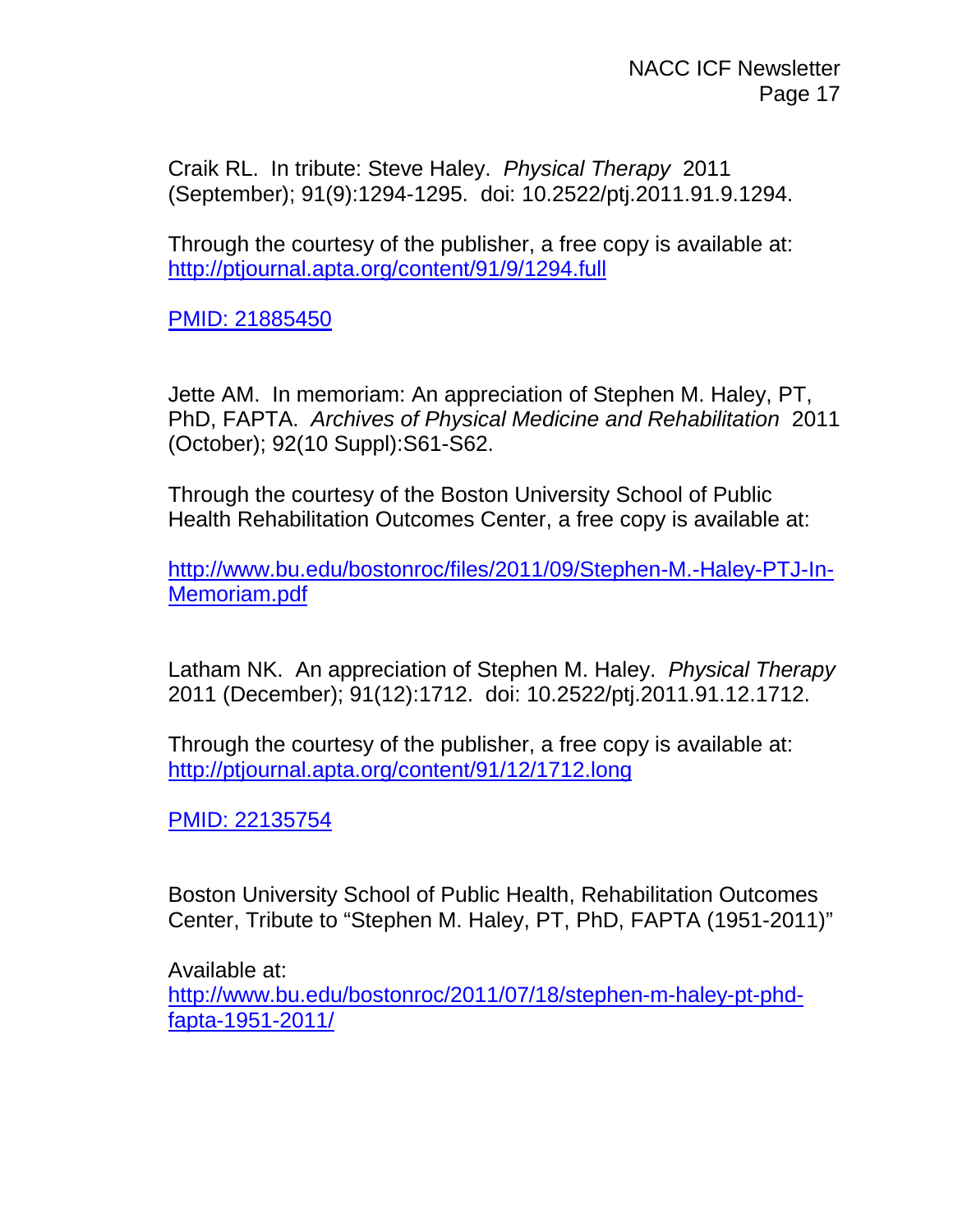Craik RL. In tribute: Steve Haley. *Physical Therapy* 2011 (September); 91(9):1294-1295. doi: 10.2522/ptj.2011.91.9.1294.

Through the courtesy of the publisher, a free copy is available at: http://ptjournal.apta.org/content/91/9/1294.full

PMID: 21885450

Jette AM. In memoriam: An appreciation of Stephen M. Haley, PT, PhD, FAPTA. *Archives of Physical Medicine and Rehabilitation* 2011 (October); 92(10 Suppl):S61-S62.

Through the courtesy of the Boston University School of Public Health Rehabilitation Outcomes Center, a free copy is available at:

http://www.bu.edu/bostonroc/files/2011/09/Stephen-M.-Haley-PTJ-In-Memoriam.pdf

Latham NK. An appreciation of Stephen M. Haley. *Physical Therapy* 2011 (December); 91(12):1712. doi: 10.2522/ptj.2011.91.12.1712.

Through the courtesy of the publisher, a free copy is available at: http://ptjournal.apta.org/content/91/12/1712.long

PMID: 22135754

Boston University School of Public Health, Rehabilitation Outcomes Center, Tribute to "Stephen M. Haley, PT, PhD, FAPTA (1951-2011)"

Available at:
http://www.bu.edu/bostonroc/2011/07/18/stephen-m-haley-pt-phd-fapta-1951-2011/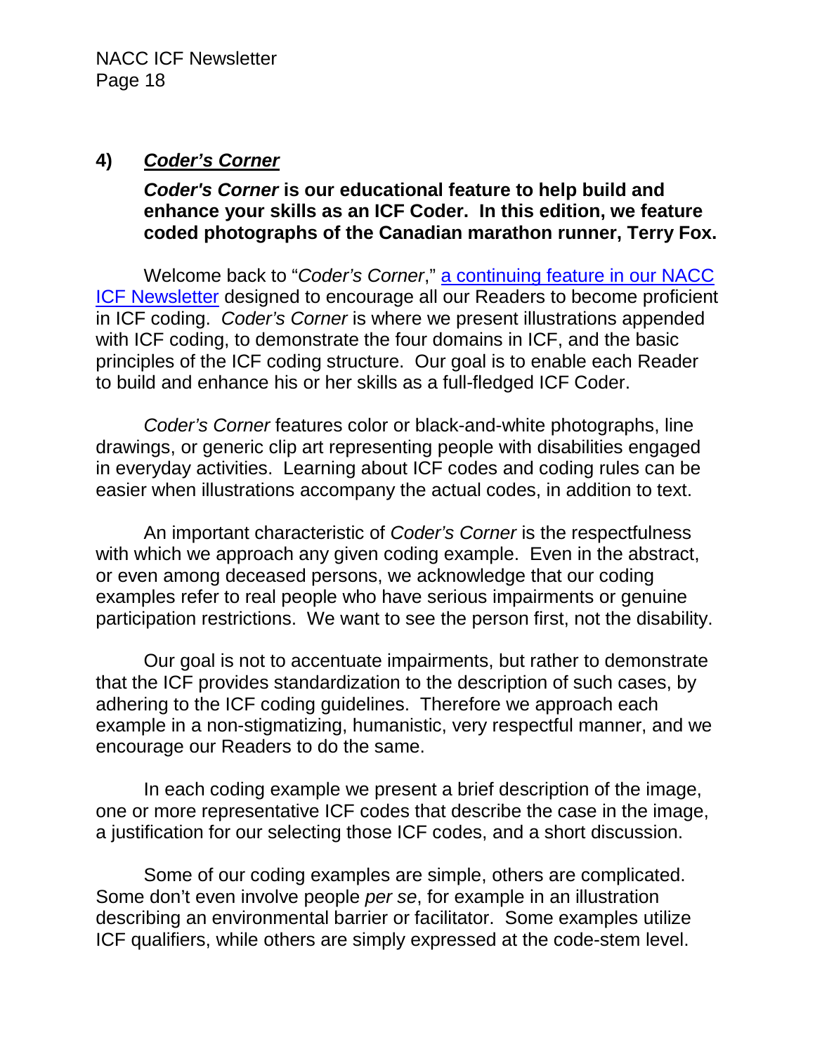## 4) ***Coder's Corner***

***Coder's Corner* is our educational feature to help build and enhance your skills as an ICF Coder. In this edition, we feature coded photographs of the Canadian marathon runner, Terry Fox.**

Welcome back to "*Coder's Corner*," a continuing feature in our NACC ICF Newsletter designed to encourage all our Readers to become proficient in ICF coding. *Coder's Corner* is where we present illustrations appended with ICF coding, to demonstrate the four domains in ICF, and the basic principles of the ICF coding structure. Our goal is to enable each Reader to build and enhance his or her skills as a full-fledged ICF Coder.

*Coder's Corner* features color or black-and-white photographs, line drawings, or generic clip art representing people with disabilities engaged in everyday activities. Learning about ICF codes and coding rules can be easier when illustrations accompany the actual codes, in addition to text.

An important characteristic of *Coder's Corner* is the respectfulness with which we approach any given coding example. Even in the abstract, or even among deceased persons, we acknowledge that our coding examples refer to real people who have serious impairments or genuine participation restrictions. We want to see the person first, not the disability.

Our goal is not to accentuate impairments, but rather to demonstrate that the ICF provides standardization to the description of such cases, by adhering to the ICF coding guidelines. Therefore we approach each example in a non-stigmatizing, humanistic, very respectful manner, and we encourage our Readers to do the same.

In each coding example we present a brief description of the image, one or more representative ICF codes that describe the case in the image, a justification for our selecting those ICF codes, and a short discussion.

Some of our coding examples are simple, others are complicated. Some don't even involve people *per se*, for example in an illustration describing an environmental barrier or facilitator. Some examples utilize ICF qualifiers, while others are simply expressed at the code-stem level.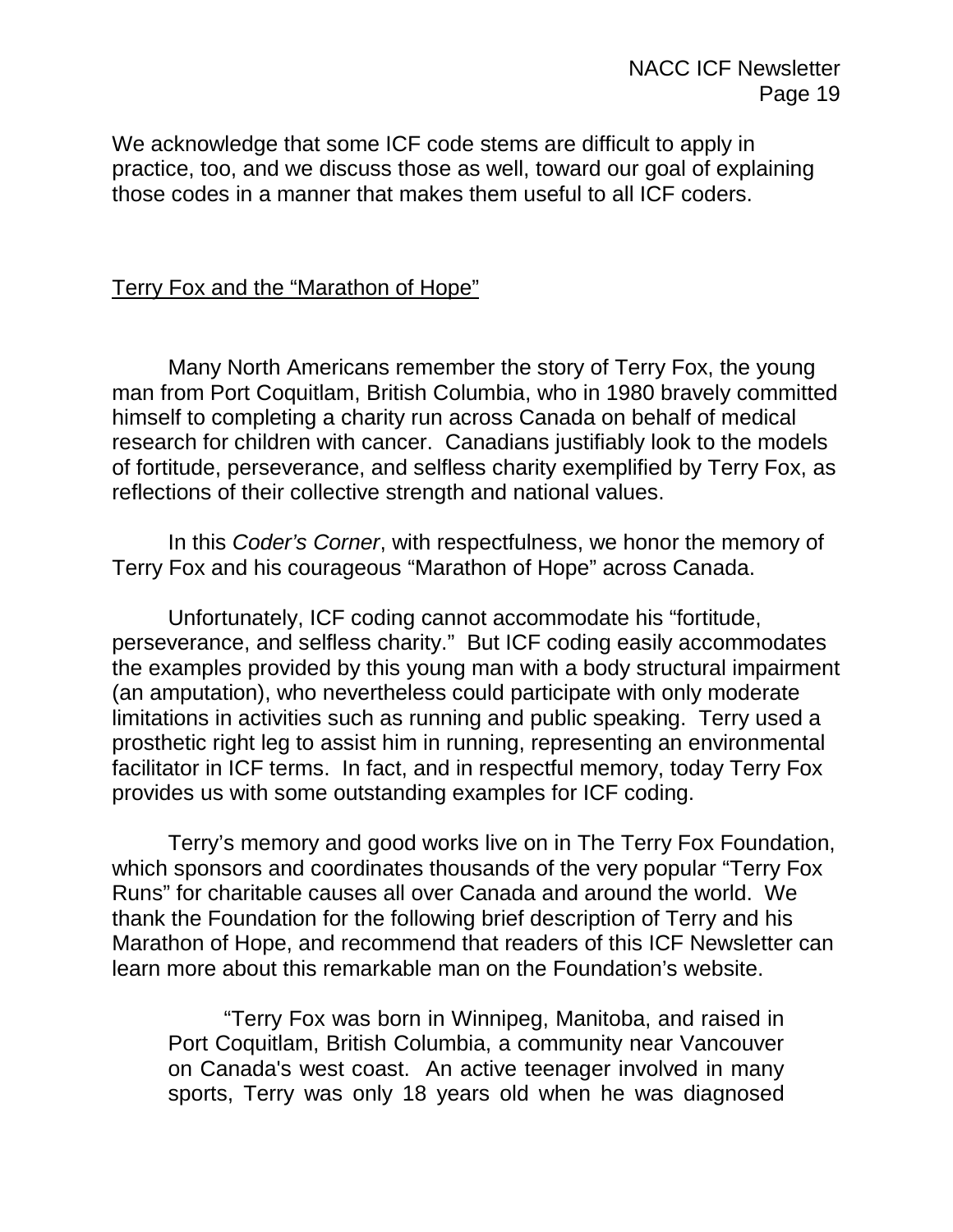We acknowledge that some ICF code stems are difficult to apply in practice, too, and we discuss those as well, toward our goal of explaining those codes in a manner that makes them useful to all ICF coders.

## Terry Fox and the "Marathon of Hope"

Many North Americans remember the story of Terry Fox, the young man from Port Coquitlam, British Columbia, who in 1980 bravely committed himself to completing a charity run across Canada on behalf of medical research for children with cancer. Canadians justifiably look to the models of fortitude, perseverance, and selfless charity exemplified by Terry Fox, as reflections of their collective strength and national values.

In this *Coder's Corner*, with respectfulness, we honor the memory of Terry Fox and his courageous "Marathon of Hope" across Canada.

Unfortunately, ICF coding cannot accommodate his "fortitude, perseverance, and selfless charity." But ICF coding easily accommodates the examples provided by this young man with a body structural impairment (an amputation), who nevertheless could participate with only moderate limitations in activities such as running and public speaking. Terry used a prosthetic right leg to assist him in running, representing an environmental facilitator in ICF terms. In fact, and in respectful memory, today Terry Fox provides us with some outstanding examples for ICF coding.

Terry's memory and good works live on in The Terry Fox Foundation, which sponsors and coordinates thousands of the very popular "Terry Fox Runs" for charitable causes all over Canada and around the world. We thank the Foundation for the following brief description of Terry and his Marathon of Hope, and recommend that readers of this ICF Newsletter can learn more about this remarkable man on the Foundation's website.

> "Terry Fox was born in Winnipeg, Manitoba, and raised in Port Coquitlam, British Columbia, a community near Vancouver on Canada's west coast. An active teenager involved in many sports, Terry was only 18 years old when he was diagnosed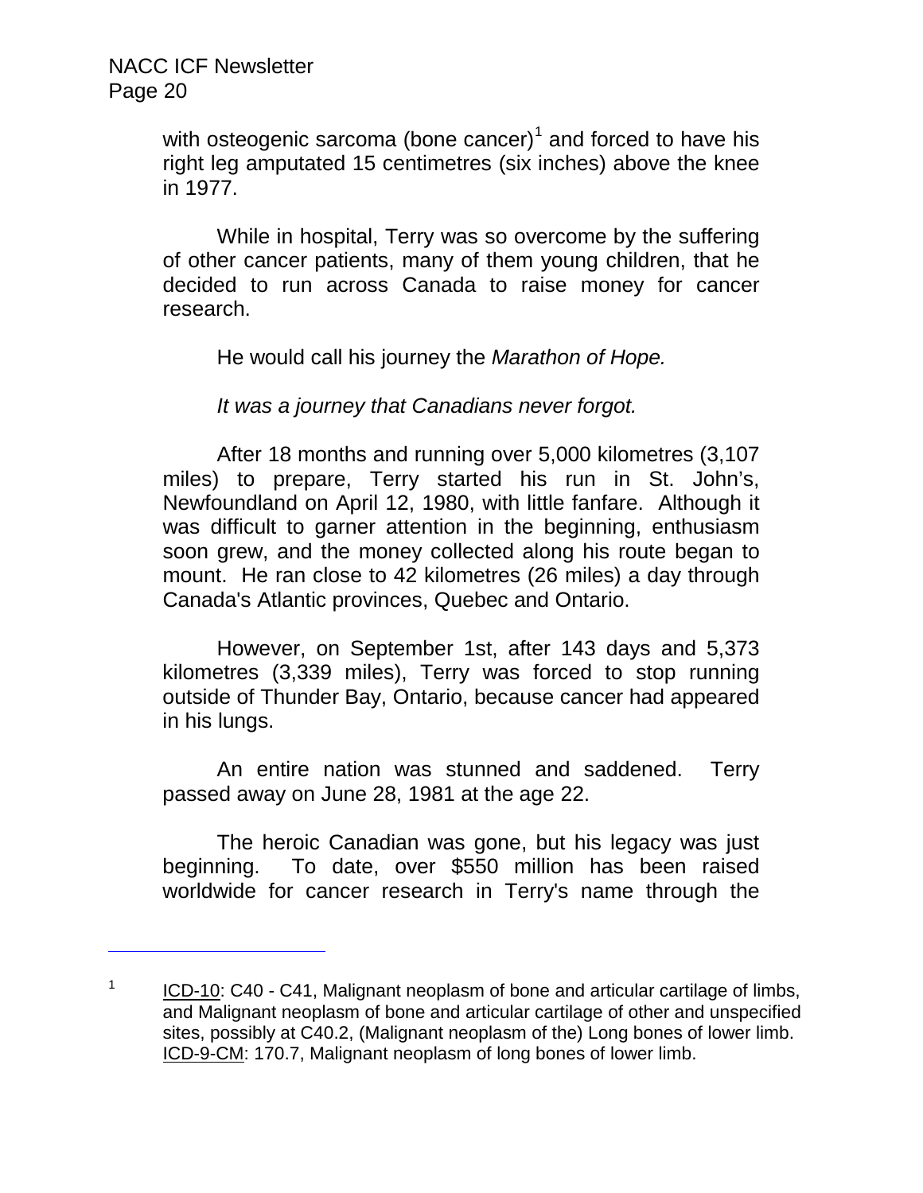with osteogenic sarcoma (bone cancer)[1] and forced to have his right leg amputated 15 centimetres (six inches) above the knee in 1977.

While in hospital, Terry was so overcome by the suffering of other cancer patients, many of them young children, that he decided to run across Canada to raise money for cancer research.

He would call his journey the *Marathon of Hope.*

*It was a journey that Canadians never forgot.*

After 18 months and running over 5,000 kilometres (3,107 miles) to prepare, Terry started his run in St. John's, Newfoundland on April 12, 1980, with little fanfare. Although it was difficult to garner attention in the beginning, enthusiasm soon grew, and the money collected along his route began to mount. He ran close to 42 kilometres (26 miles) a day through Canada's Atlantic provinces, Quebec and Ontario.

However, on September 1st, after 143 days and 5,373 kilometres (3,339 miles), Terry was forced to stop running outside of Thunder Bay, Ontario, because cancer had appeared in his lungs.

An entire nation was stunned and saddened. Terry passed away on June 28, 1981 at the age 22.

The heroic Canadian was gone, but his legacy was just beginning. To date, over $550 million has been raised worldwide for cancer research in Terry's name through the

---

[1] ICD-10: C40 - C41, Malignant neoplasm of bone and articular cartilage of limbs, and Malignant neoplasm of bone and articular cartilage of other and unspecified sites, possibly at C40.2, (Malignant neoplasm of the) Long bones of lower limb. ICD-9-CM: 170.7, Malignant neoplasm of long bones of lower limb.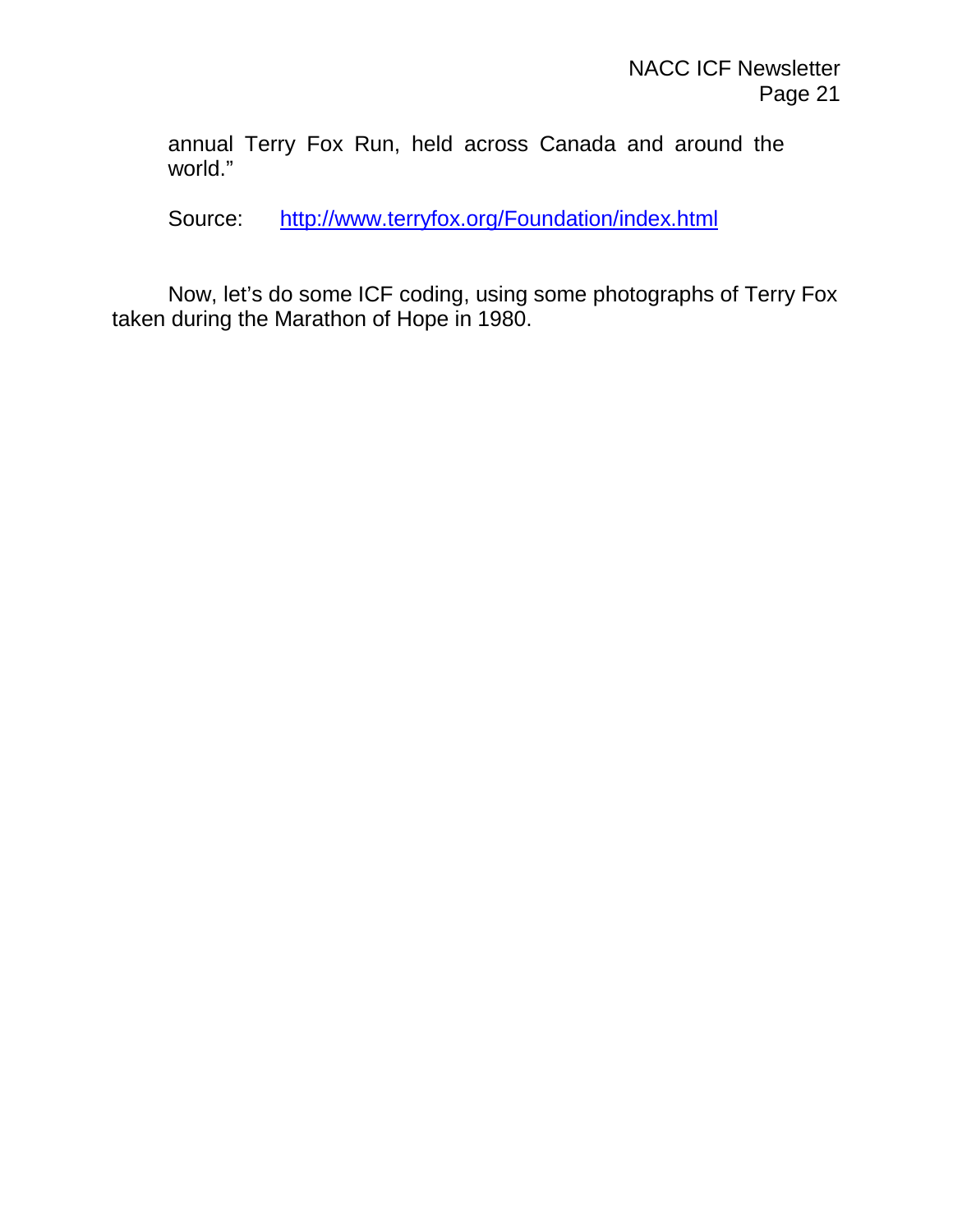> annual Terry Fox Run, held across Canada and around the world."
>
> Source: [http://www.terryfox.org/Foundation/index.html](http://www.terryfox.org/Foundation/index.html)

Now, let's do some ICF coding, using some photographs of Terry Fox taken during the Marathon of Hope in 1980.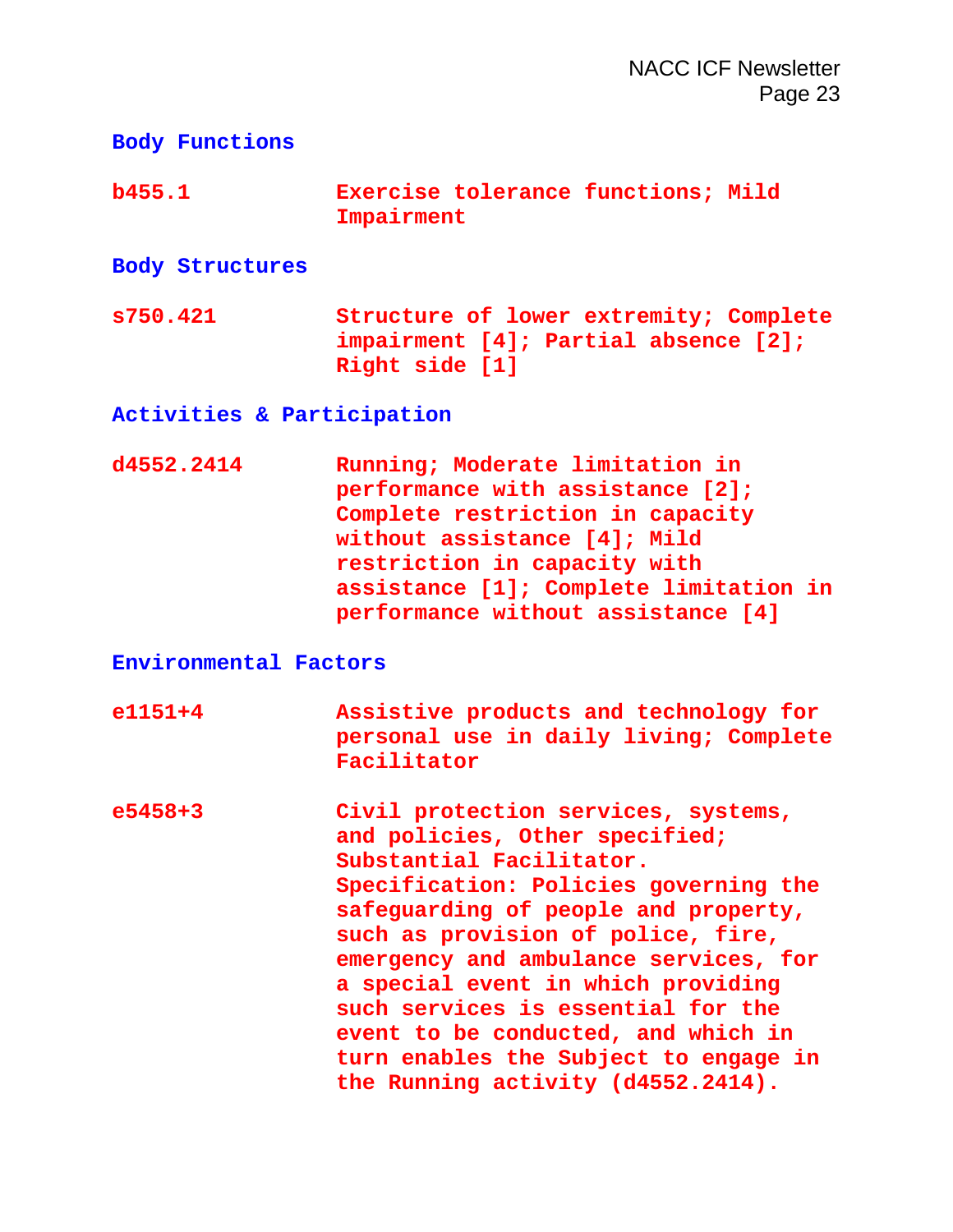**Body Functions**

**b455.1** **Exercise tolerance functions; Mild Impairment**

**Body Structures**

**s750.421** **Structure of lower extremity; Complete impairment [4]; Partial absence [2]; Right side [1]**

**Activities & Participation**

**d4552.2414** **Running; Moderate limitation in performance with assistance [2]; Complete restriction in capacity without assistance [4]; Mild restriction in capacity with assistance [1]; Complete limitation in performance without assistance [4]**

**Environmental Factors**

**e1151+4** **Assistive products and technology for personal use in daily living; Complete Facilitator**

**e5458+3** **Civil protection services, systems, and policies, Other specified; Substantial Facilitator. Specification: Policies governing the safeguarding of people and property, such as provision of police, fire, emergency and ambulance services, for a special event in which providing such services is essential for the event to be conducted, and which in turn enables the Subject to engage in the Running activity (d4552.2414).**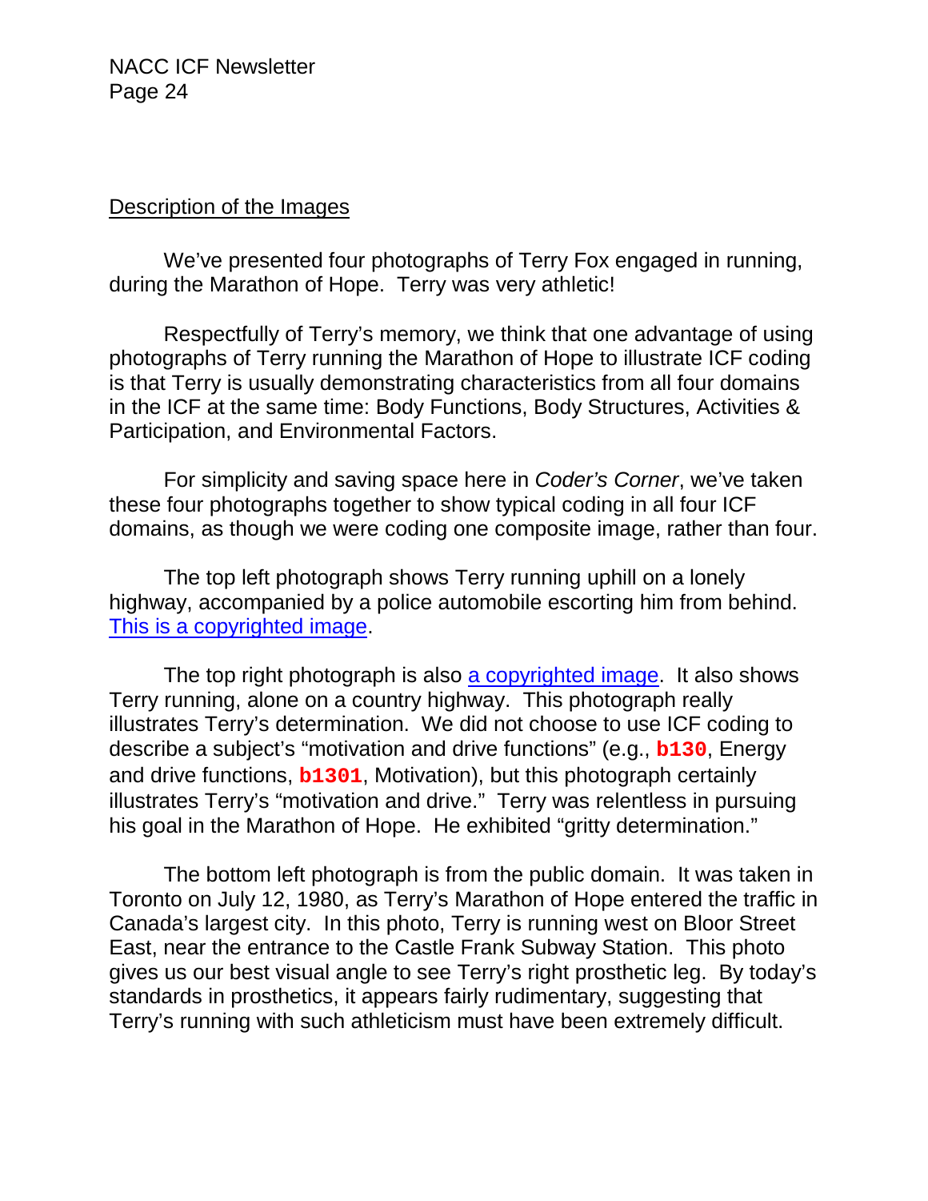<u>Description of the Images</u>

We've presented four photographs of Terry Fox engaged in running, during the Marathon of Hope. Terry was very athletic!

Respectfully of Terry's memory, we think that one advantage of using photographs of Terry running the Marathon of Hope to illustrate ICF coding is that Terry is usually demonstrating characteristics from all four domains in the ICF at the same time: Body Functions, Body Structures, Activities & Participation, and Environmental Factors.

For simplicity and saving space here in *Coder's Corner*, we've taken these four photographs together to show typical coding in all four ICF domains, as though we were coding one composite image, rather than four.

The top left photograph shows Terry running uphill on a lonely highway, accompanied by a police automobile escorting him from behind. This is a copyrighted image.

The top right photograph is also a copyrighted image. It also shows Terry running, alone on a country highway. This photograph really illustrates Terry's determination. We did not choose to use ICF coding to describe a subject's "motivation and drive functions" (e.g., **b130**, Energy and drive functions, **b1301**, Motivation), but this photograph certainly illustrates Terry's "motivation and drive." Terry was relentless in pursuing his goal in the Marathon of Hope. He exhibited "gritty determination."

The bottom left photograph is from the public domain. It was taken in Toronto on July 12, 1980, as Terry's Marathon of Hope entered the traffic in Canada's largest city. In this photo, Terry is running west on Bloor Street East, near the entrance to the Castle Frank Subway Station. This photo gives us our best visual angle to see Terry's right prosthetic leg. By today's standards in prosthetics, it appears fairly rudimentary, suggesting that Terry's running with such athleticism must have been extremely difficult.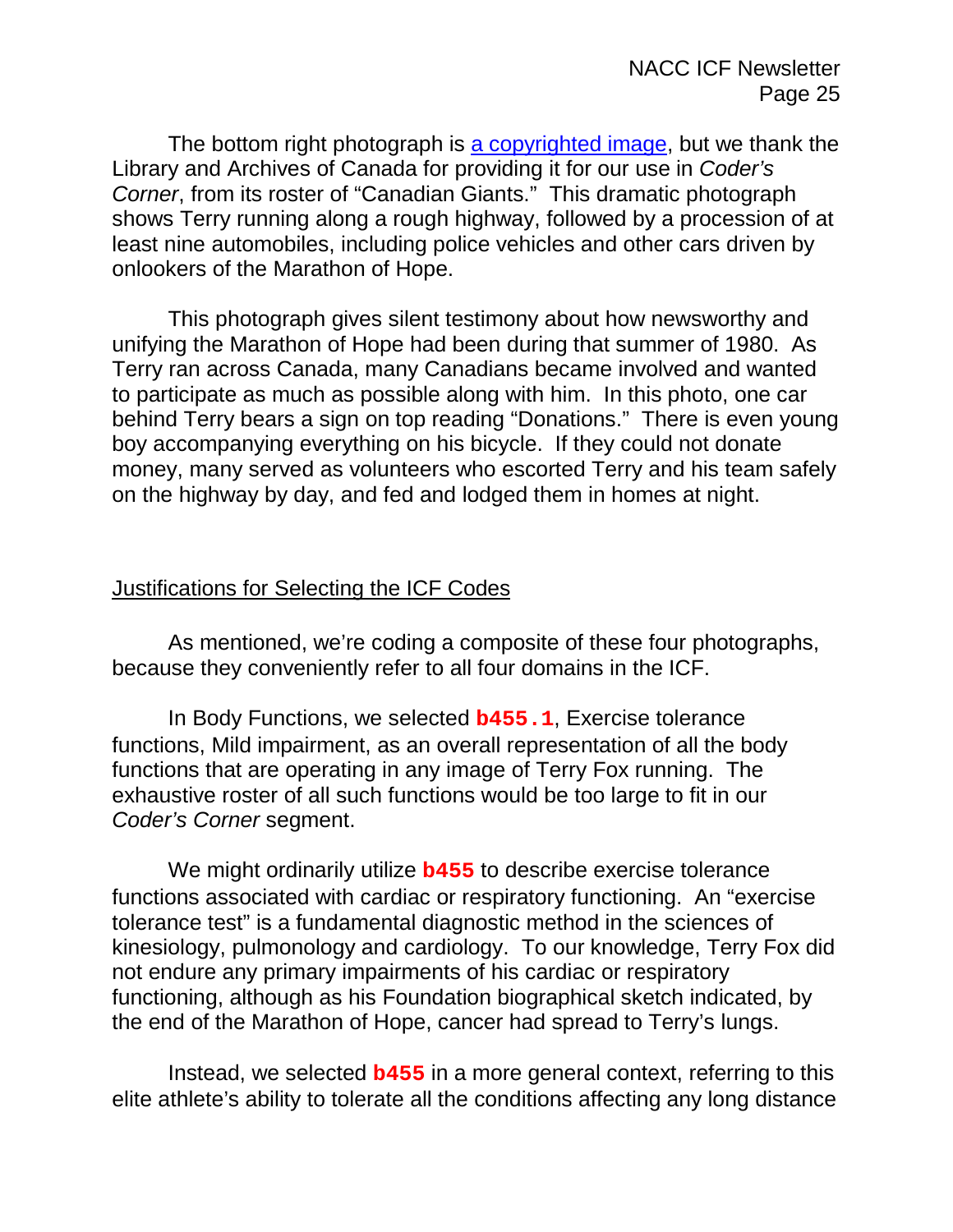The bottom right photograph is [a copyrighted image](), but we thank the Library and Archives of Canada for providing it for our use in *Coder's Corner*, from its roster of "Canadian Giants." This dramatic photograph shows Terry running along a rough highway, followed by a procession of at least nine automobiles, including police vehicles and other cars driven by onlookers of the Marathon of Hope.

This photograph gives silent testimony about how newsworthy and unifying the Marathon of Hope had been during that summer of 1980. As Terry ran across Canada, many Canadians became involved and wanted to participate as much as possible along with him. In this photo, one car behind Terry bears a sign on top reading "Donations." There is even young boy accompanying everything on his bicycle. If they could not donate money, many served as volunteers who escorted Terry and his team safely on the highway by day, and fed and lodged them in homes at night.

## Justifications for Selecting the ICF Codes

As mentioned, we're coding a composite of these four photographs, because they conveniently refer to all four domains in the ICF.

In Body Functions, we selected **b455.1**, Exercise tolerance functions, Mild impairment, as an overall representation of all the body functions that are operating in any image of Terry Fox running. The exhaustive roster of all such functions would be too large to fit in our *Coder's Corner* segment.

We might ordinarily utilize **b455** to describe exercise tolerance functions associated with cardiac or respiratory functioning. An "exercise tolerance test" is a fundamental diagnostic method in the sciences of kinesiology, pulmonology and cardiology. To our knowledge, Terry Fox did not endure any primary impairments of his cardiac or respiratory functioning, although as his Foundation biographical sketch indicated, by the end of the Marathon of Hope, cancer had spread to Terry's lungs.

Instead, we selected **b455** in a more general context, referring to this elite athlete's ability to tolerate all the conditions affecting any long distance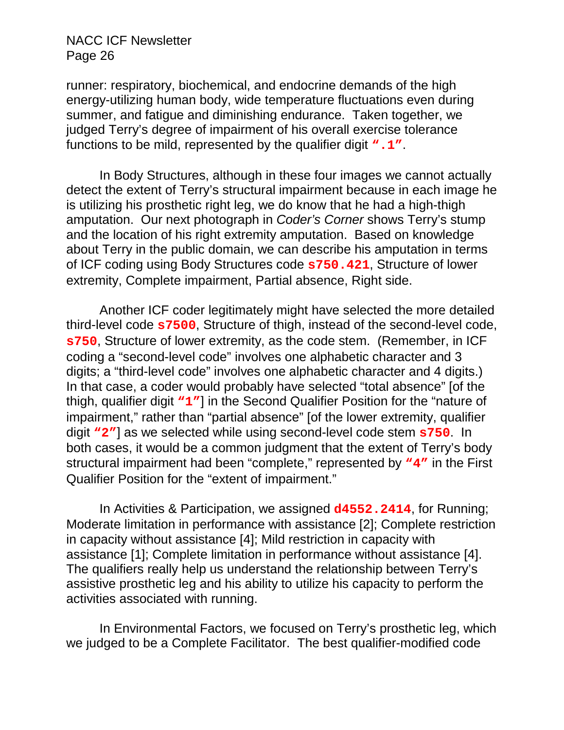runner: respiratory, biochemical, and endocrine demands of the high energy-utilizing human body, wide temperature fluctuations even during summer, and fatigue and diminishing endurance. Taken together, we judged Terry's degree of impairment of his overall exercise tolerance functions to be mild, represented by the qualifier digit **".1"**.

In Body Structures, although in these four images we cannot actually detect the extent of Terry's structural impairment because in each image he is utilizing his prosthetic right leg, we do know that he had a high-thigh amputation. Our next photograph in *Coder's Corner* shows Terry's stump and the location of his right extremity amputation. Based on knowledge about Terry in the public domain, we can describe his amputation in terms of ICF coding using Body Structures code **s750.421**, Structure of lower extremity, Complete impairment, Partial absence, Right side.

Another ICF coder legitimately might have selected the more detailed third-level code **s7500**, Structure of thigh, instead of the second-level code, **s750**, Structure of lower extremity, as the code stem. (Remember, in ICF coding a "second-level code" involves one alphabetic character and 3 digits; a "third-level code" involves one alphabetic character and 4 digits.) In that case, a coder would probably have selected "total absence" [of the thigh, qualifier digit **"1"**] in the Second Qualifier Position for the "nature of impairment," rather than "partial absence" [of the lower extremity, qualifier digit **"2"**] as we selected while using second-level code stem **s750**. In both cases, it would be a common judgment that the extent of Terry's body structural impairment had been "complete," represented by **"4"** in the First Qualifier Position for the "extent of impairment."

In Activities & Participation, we assigned **d4552.2414**, for Running; Moderate limitation in performance with assistance [2]; Complete restriction in capacity without assistance [4]; Mild restriction in capacity with assistance [1]; Complete limitation in performance without assistance [4]. The qualifiers really help us understand the relationship between Terry's assistive prosthetic leg and his ability to utilize his capacity to perform the activities associated with running.

In Environmental Factors, we focused on Terry's prosthetic leg, which we judged to be a Complete Facilitator. The best qualifier-modified code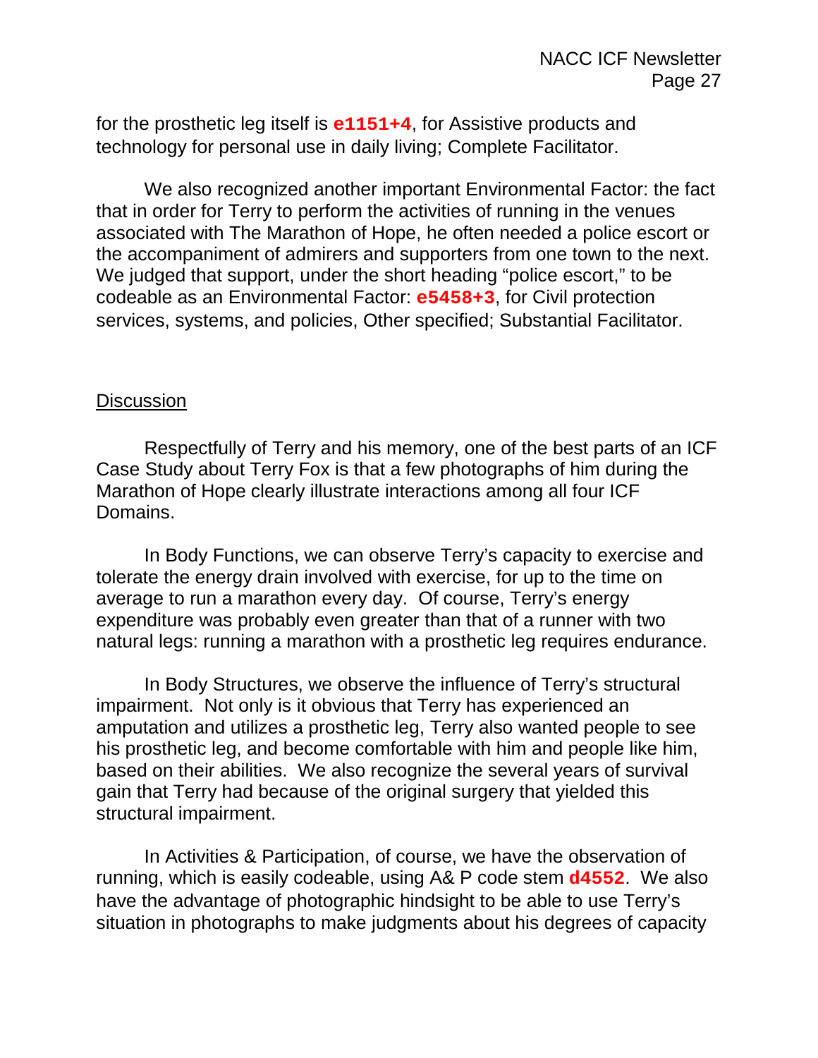for the prosthetic leg itself is **e1151+4**, for Assistive products and technology for personal use in daily living; Complete Facilitator.

We also recognized another important Environmental Factor: the fact that in order for Terry to perform the activities of running in the venues associated with The Marathon of Hope, he often needed a police escort or the accompaniment of admirers and supporters from one town to the next. We judged that support, under the short heading "police escort," to be codeable as an Environmental Factor: **e5458+3**, for Civil protection services, systems, and policies, Other specified; Substantial Facilitator.

## Discussion

Respectfully of Terry and his memory, one of the best parts of an ICF Case Study about Terry Fox is that a few photographs of him during the Marathon of Hope clearly illustrate interactions among all four ICF Domains.

In Body Functions, we can observe Terry's capacity to exercise and tolerate the energy drain involved with exercise, for up to the time on average to run a marathon every day. Of course, Terry's energy expenditure was probably even greater than that of a runner with two natural legs: running a marathon with a prosthetic leg requires endurance.

In Body Structures, we observe the influence of Terry's structural impairment. Not only is it obvious that Terry has experienced an amputation and utilizes a prosthetic leg, Terry also wanted people to see his prosthetic leg, and become comfortable with him and people like him, based on their abilities. We also recognize the several years of survival gain that Terry had because of the original surgery that yielded this structural impairment.

In Activities & Participation, of course, we have the observation of running, which is easily codeable, using A& P code stem **d4552**. We also have the advantage of photographic hindsight to be able to use Terry's situation in photographs to make judgments about his degrees of capacity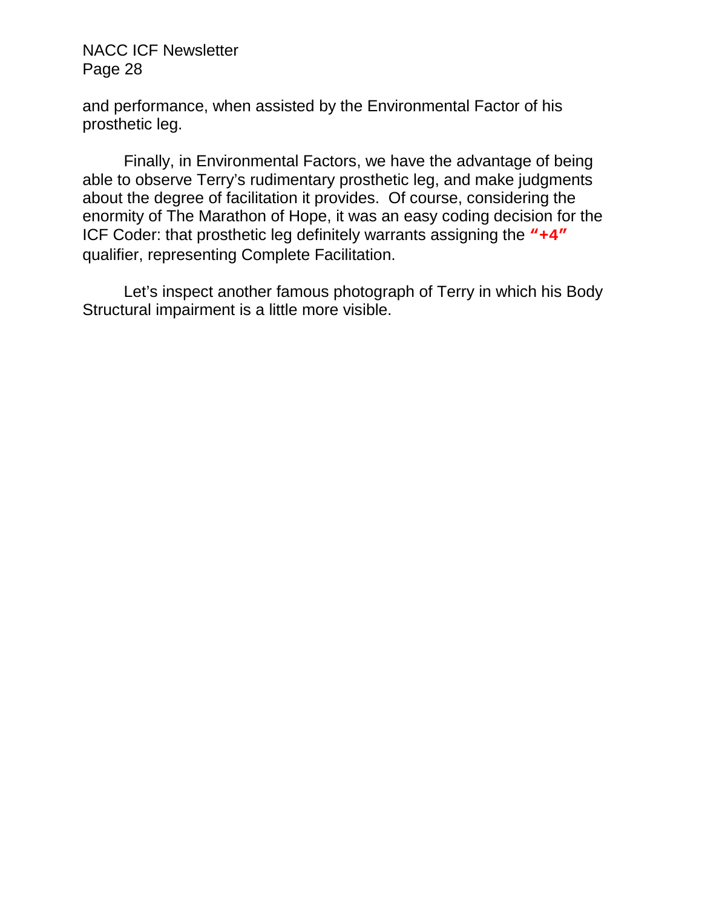and performance, when assisted by the Environmental Factor of his prosthetic leg.

Finally, in Environmental Factors, we have the advantage of being able to observe Terry's rudimentary prosthetic leg, and make judgments about the degree of facilitation it provides. Of course, considering the enormity of The Marathon of Hope, it was an easy coding decision for the ICF Coder: that prosthetic leg definitely warrants assigning the **"+4"** qualifier, representing Complete Facilitation.

Let's inspect another famous photograph of Terry in which his Body Structural impairment is a little more visible.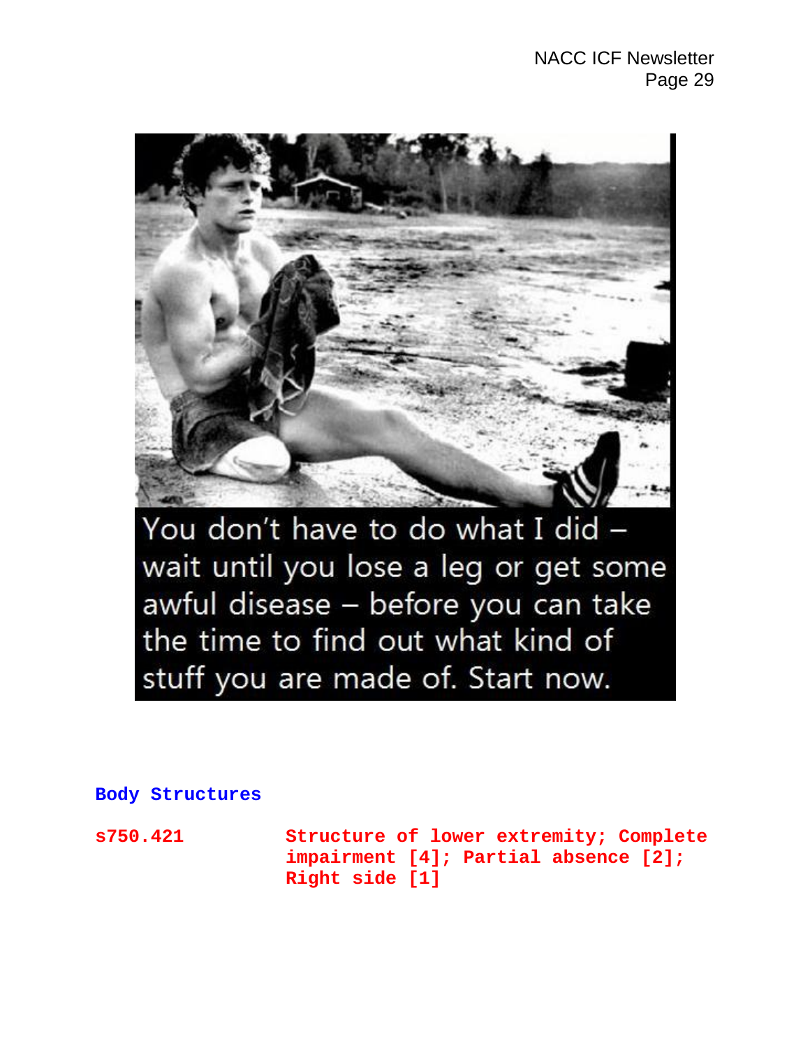You don't have to do what I did – wait until you lose a leg or get some awful disease – before you can take the time to find out what kind of stuff you are made of. Start now.

**Body Structures**

| | |
|---|---|
| **s750.421** | **Structure of lower extremity; Complete impairment [4]; Partial absence [2]; Right side [1]** |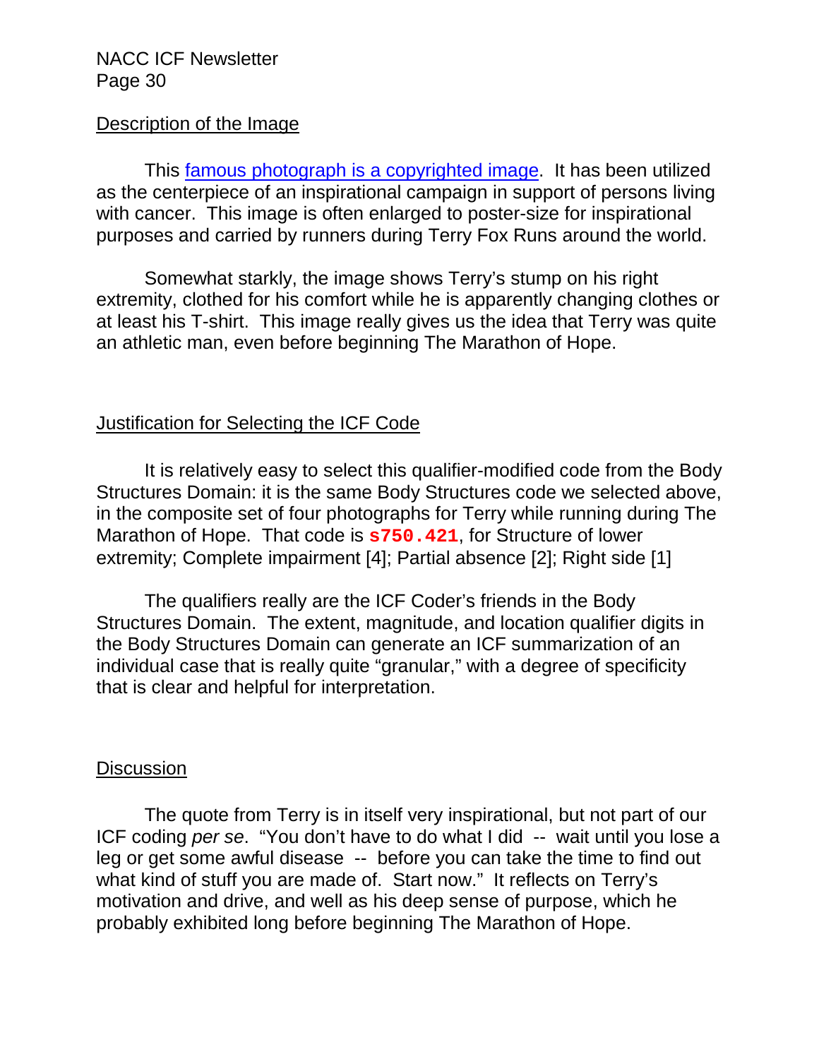## Description of the Image

This famous photograph is a copyrighted image. It has been utilized as the centerpiece of an inspirational campaign in support of persons living with cancer. This image is often enlarged to poster-size for inspirational purposes and carried by runners during Terry Fox Runs around the world.

Somewhat starkly, the image shows Terry's stump on his right extremity, clothed for his comfort while he is apparently changing clothes or at least his T-shirt. This image really gives us the idea that Terry was quite an athletic man, even before beginning The Marathon of Hope.

## Justification for Selecting the ICF Code

It is relatively easy to select this qualifier-modified code from the Body Structures Domain: it is the same Body Structures code we selected above, in the composite set of four photographs for Terry while running during The Marathon of Hope. That code is **s750.421**, for Structure of lower extremity; Complete impairment [4]; Partial absence [2]; Right side [1]

The qualifiers really are the ICF Coder's friends in the Body Structures Domain. The extent, magnitude, and location qualifier digits in the Body Structures Domain can generate an ICF summarization of an individual case that is really quite "granular," with a degree of specificity that is clear and helpful for interpretation.

## Discussion

The quote from Terry is in itself very inspirational, but not part of our ICF coding *per se*. "You don't have to do what I did -- wait until you lose a leg or get some awful disease -- before you can take the time to find out what kind of stuff you are made of. Start now." It reflects on Terry's motivation and drive, and well as his deep sense of purpose, which he probably exhibited long before beginning The Marathon of Hope.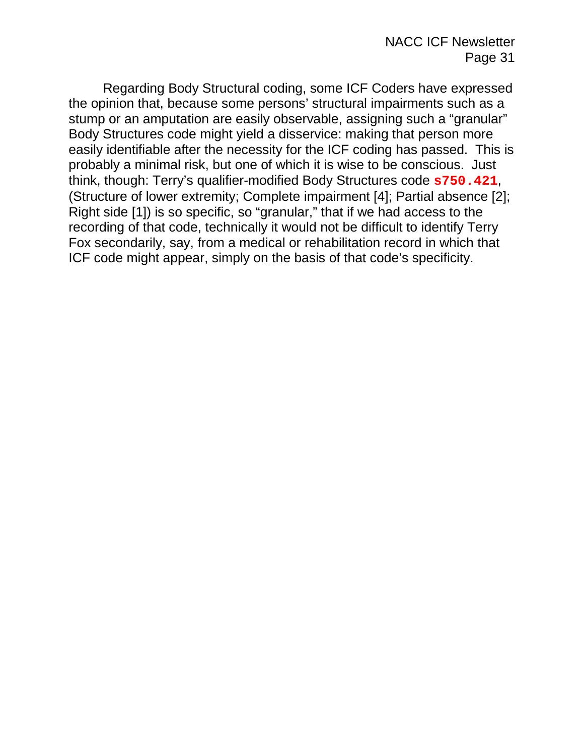Regarding Body Structural coding, some ICF Coders have expressed the opinion that, because some persons' structural impairments such as a stump or an amputation are easily observable, assigning such a "granular" Body Structures code might yield a disservice: making that person more easily identifiable after the necessity for the ICF coding has passed. This is probably a minimal risk, but one of which it is wise to be conscious. Just think, though: Terry's qualifier-modified Body Structures code **`s750.421`**, (Structure of lower extremity; Complete impairment [4]; Partial absence [2]; Right side [1]) is so specific, so "granular," that if we had access to the recording of that code, technically it would not be difficult to identify Terry Fox secondarily, say, from a medical or rehabilitation record in which that ICF code might appear, simply on the basis of that code's specificity.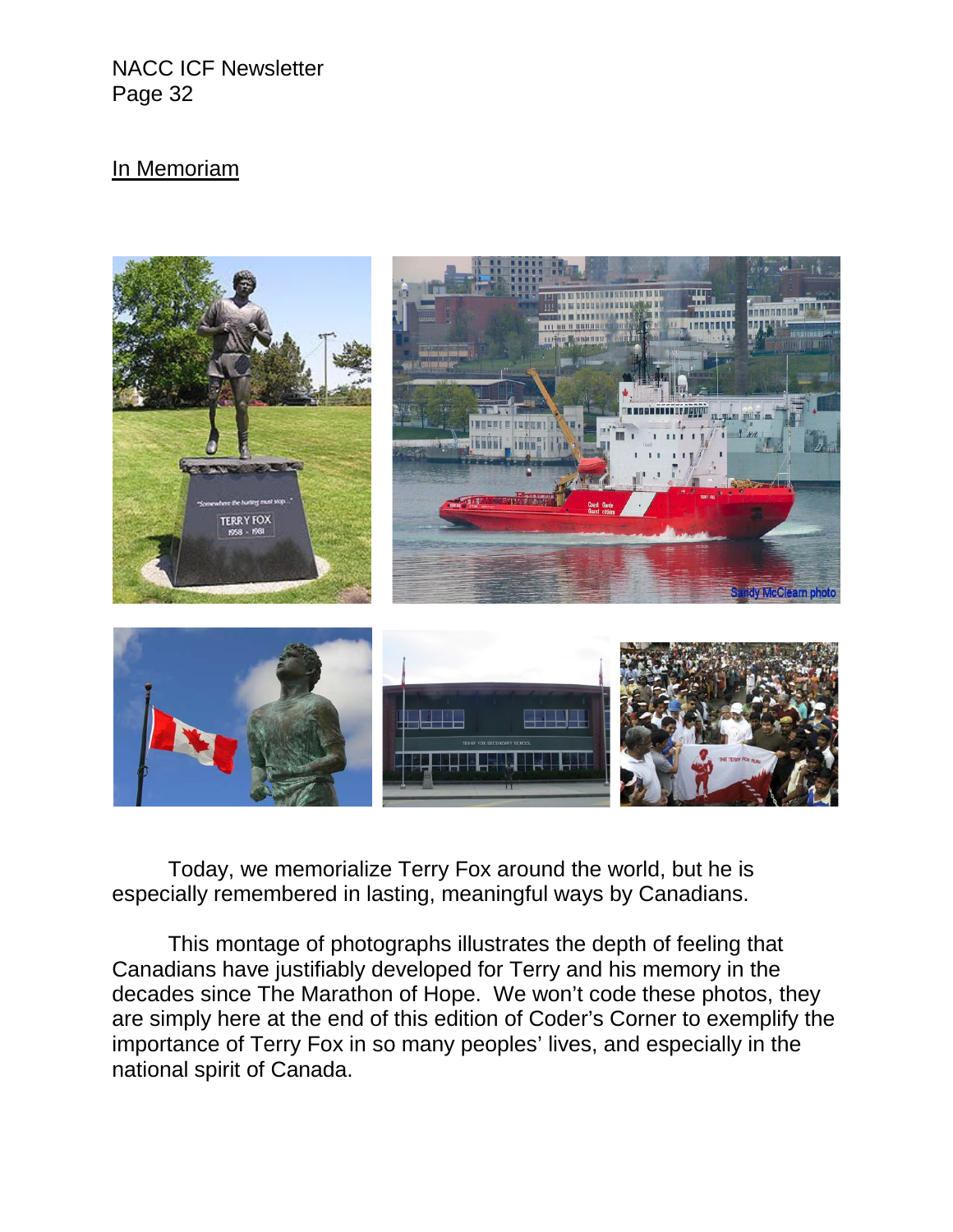## In Memoriam

Today, we memorialize Terry Fox around the world, but he is especially remembered in lasting, meaningful ways by Canadians.

This montage of photographs illustrates the depth of feeling that Canadians have justifiably developed for Terry and his memory in the decades since The Marathon of Hope. We won't code these photos, they are simply here at the end of this edition of Coder's Corner to exemplify the importance of Terry Fox in so many peoples' lives, and especially in the national spirit of Canada.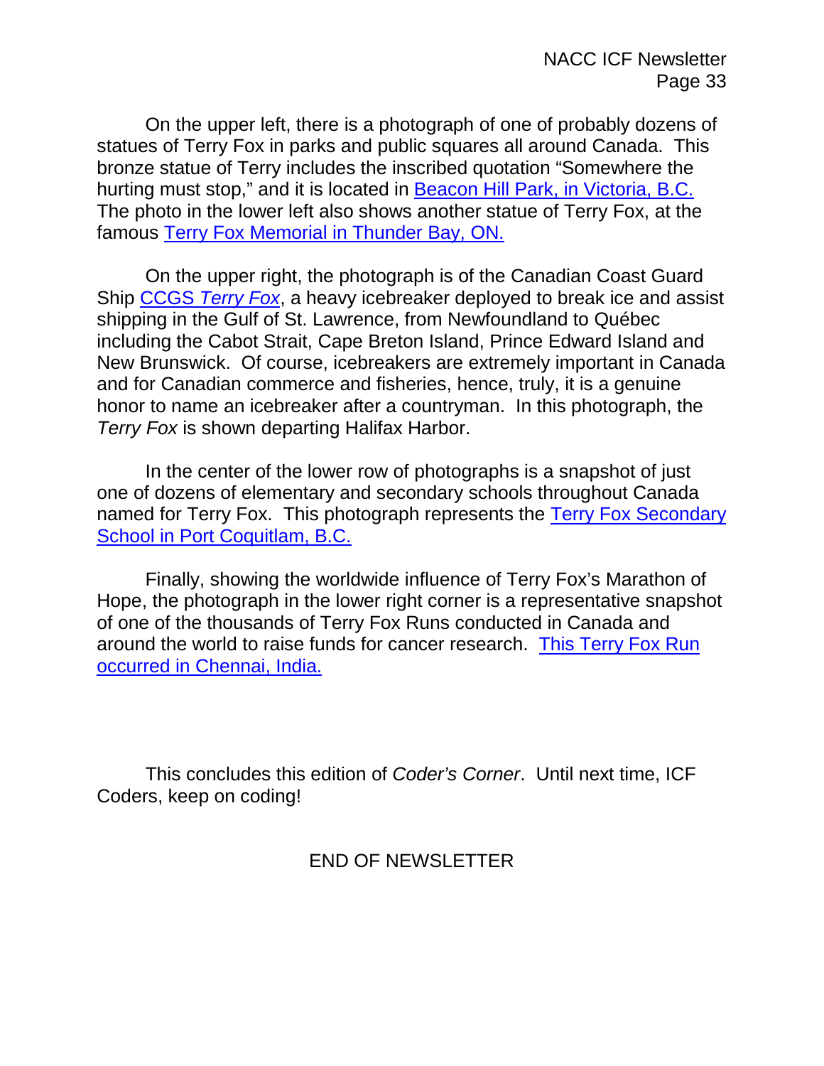On the upper left, there is a photograph of one of probably dozens of statues of Terry Fox in parks and public squares all around Canada. This bronze statue of Terry includes the inscribed quotation "Somewhere the hurting must stop," and it is located in Beacon Hill Park, in Victoria, B.C. The photo in the lower left also shows another statue of Terry Fox, at the famous Terry Fox Memorial in Thunder Bay, ON.

On the upper right, the photograph is of the Canadian Coast Guard Ship CCGS *Terry Fox*, a heavy icebreaker deployed to break ice and assist shipping in the Gulf of St. Lawrence, from Newfoundland to Québec including the Cabot Strait, Cape Breton Island, Prince Edward Island and New Brunswick. Of course, icebreakers are extremely important in Canada and for Canadian commerce and fisheries, hence, truly, it is a genuine honor to name an icebreaker after a countryman. In this photograph, the *Terry Fox* is shown departing Halifax Harbor.

In the center of the lower row of photographs is a snapshot of just one of dozens of elementary and secondary schools throughout Canada named for Terry Fox. This photograph represents the Terry Fox Secondary School in Port Coquitlam, B.C.

Finally, showing the worldwide influence of Terry Fox's Marathon of Hope, the photograph in the lower right corner is a representative snapshot of one of the thousands of Terry Fox Runs conducted in Canada and around the world to raise funds for cancer research. This Terry Fox Run occurred in Chennai, India.

This concludes this edition of *Coder's Corner*. Until next time, ICF Coders, keep on coding!

END OF NEWSLETTER